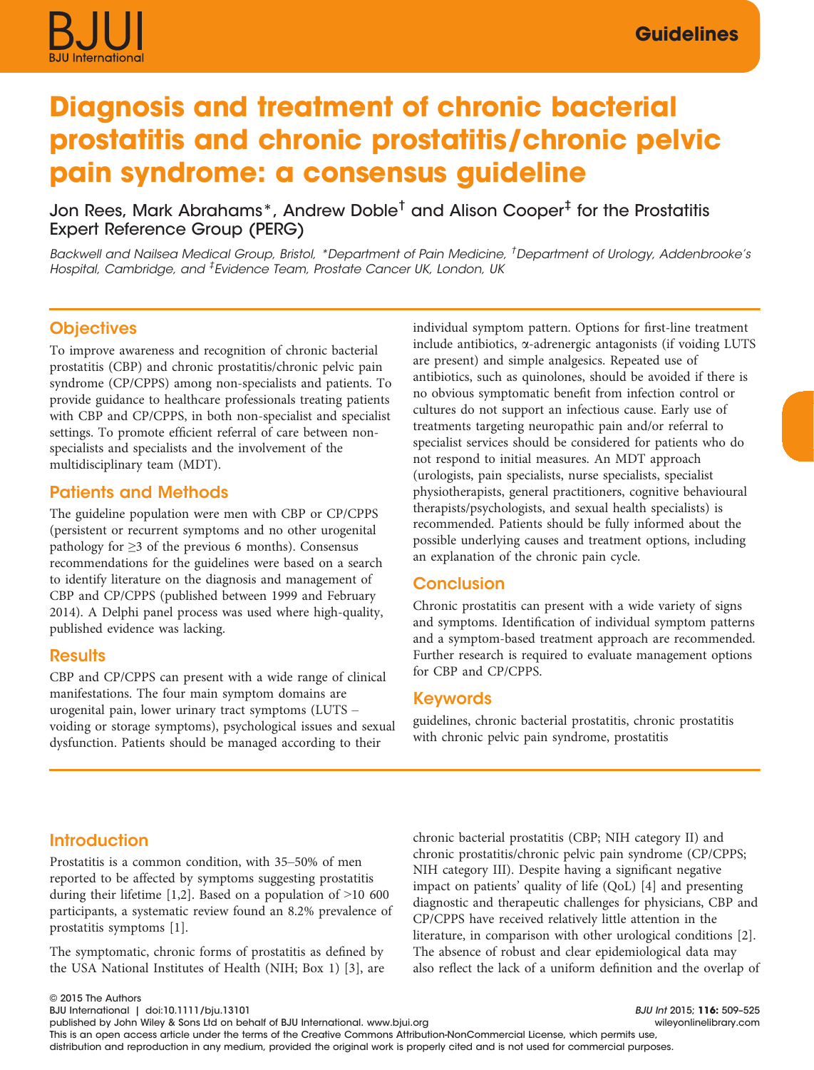# Diagnosis and treatment of chronic bacterial prostatitis and chronic prostatitis/chronic pelvic pain syndrome: a consensus guideline

Jon Rees, Mark Abrahams*, Andrew Doble† and Alison Cooper‡ for the Prostatitis Expert Reference Group (PERG)

*Backwell and Nailsea Medical Group, Bristol, *Department of Pain Medicine, †Department of Urology, Addenbrooke's Hospital, Cambridge, and ‡Evidence Team, Prostate Cancer UK, London, UK*

## Objectives

To improve awareness and recognition of chronic bacterial prostatitis (CBP) and chronic prostatitis/chronic pelvic pain syndrome (CP/CPPS) among non-specialists and patients. To provide guidance to healthcare professionals treating patients with CBP and CP/CPPS, in both non-specialist and specialist settings. To promote efficient referral of care between non-specialists and specialists and the involvement of the multidisciplinary team (MDT).

## Patients and Methods

The guideline population were men with CBP or CP/CPPS (persistent or recurrent symptoms and no other urogenital pathology for ≥3 of the previous 6 months). Consensus recommendations for the guidelines were based on a search to identify literature on the diagnosis and management of CBP and CP/CPPS (published between 1999 and February 2014). A Delphi panel process was used where high-quality, published evidence was lacking.

## Results

CBP and CP/CPPS can present with a wide range of clinical manifestations. The four main symptom domains are urogenital pain, lower urinary tract symptoms (LUTS – voiding or storage symptoms), psychological issues and sexual dysfunction. Patients should be managed according to their individual symptom pattern. Options for first-line treatment include antibiotics, α-adrenergic antagonists (if voiding LUTS are present) and simple analgesics. Repeated use of antibiotics, such as quinolones, should be avoided if there is no obvious symptomatic benefit from infection control or cultures do not support an infectious cause. Early use of treatments targeting neuropathic pain and/or referral to specialist services should be considered for patients who do not respond to initial measures. An MDT approach (urologists, pain specialists, nurse specialists, specialist physiotherapists, general practitioners, cognitive behavioural therapists/psychologists, and sexual health specialists) is recommended. Patients should be fully informed about the possible underlying causes and treatment options, including an explanation of the chronic pain cycle.

## Conclusion

Chronic prostatitis can present with a wide variety of signs and symptoms. Identification of individual symptom patterns and a symptom-based treatment approach are recommended. Further research is required to evaluate management options for CBP and CP/CPPS.

## Keywords

guidelines, chronic bacterial prostatitis, chronic prostatitis with chronic pelvic pain syndrome, prostatitis

## Introduction

Prostatitis is a common condition, with 35–50% of men reported to be affected by symptoms suggesting prostatitis during their lifetime [1,2]. Based on a population of >10 600 participants, a systematic review found an 8.2% prevalence of prostatitis symptoms [1].

The symptomatic, chronic forms of prostatitis as defined by the USA National Institutes of Health (NIH; Box 1) [3], are chronic bacterial prostatitis (CBP; NIH category II) and chronic prostatitis/chronic pelvic pain syndrome (CP/CPPS; NIH category III). Despite having a significant negative impact on patients' quality of life (QoL) [4] and presenting diagnostic and therapeutic challenges for physicians, CBP and CP/CPPS have received relatively little attention in the literature, in comparison with other urological conditions [2]. The absence of robust and clear epidemiological data may also reflect the lack of a uniform definition and the overlap of

© 2015 The Authors
BJU International | doi:10.1111/bju.13101
published by John Wiley & Sons Ltd on behalf of BJU International. www.bjui.org
This is an open access article under the terms of the Creative Commons Attribution-NonCommercial License, which permits use, distribution and reproduction in any medium, provided the original work is properly cited and is not used for commercial purposes.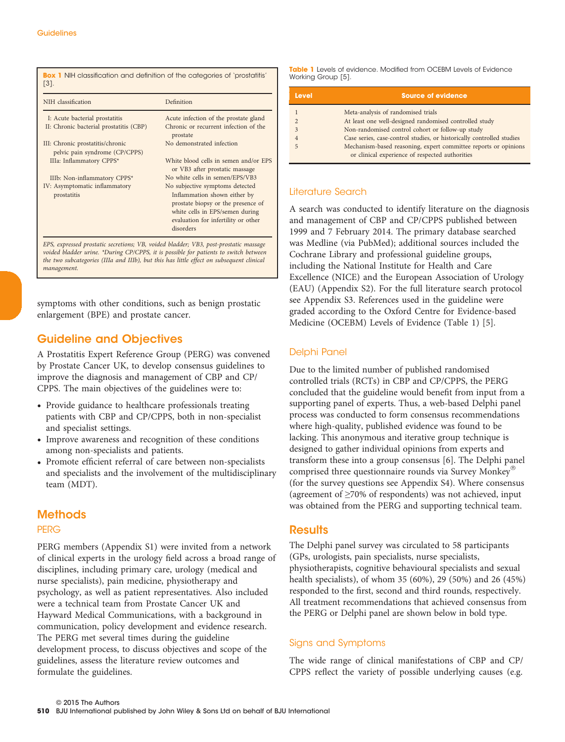**Box 1** NIH classification and definition of the categories of 'prostatitis' [3].

| NIH classification | Definition |
|---|---|
| I: Acute bacterial prostatitis | Acute infection of the prostate gland |
| II: Chronic bacterial prostatitis (CBP) | Chronic or recurrent infection of the prostate |
| III: Chronic prostatitis/chronic pelvic pain syndrome (CP/CPPS) | No demonstrated infection |
| IIIa: Inflammatory CPPS* | White blood cells in semen and/or EPS or VB3 after prostatic massage |
| IIIb: Non-inflammatory CPPS* | No white cells in semen/EPS/VB3 |
| IV: Asymptomatic inflammatory prostatitis | No subjective symptoms detected Inflammation shown either by prostate biopsy or the presence of white cells in EPS/semen during evaluation for infertility or other disorders |

*EPS, expressed prostatic secretions; VB, voided bladder; VB3, post-prostatic massage voided bladder urine. *During CP/CPPS, it is possible for patients to switch between the two subcategories (IIIa and IIIb), but this has little effect on subsequent clinical management.*

symptoms with other conditions, such as benign prostatic enlargement (BPE) and prostate cancer.

## Guideline and Objectives

A Prostatitis Expert Reference Group (PERG) was convened by Prostate Cancer UK, to develop consensus guidelines to improve the diagnosis and management of CBP and CP/CPPS. The main objectives of the guidelines were to:

- Provide guidance to healthcare professionals treating patients with CBP and CP/CPPS, both in non-specialist and specialist settings.
- Improve awareness and recognition of these conditions among non-specialists and patients.
- Promote efficient referral of care between non-specialists and specialists and the involvement of the multidisciplinary team (MDT).

## Methods

### PERG

PERG members (Appendix S1) were invited from a network of clinical experts in the urology field across a broad range of disciplines, including primary care, urology (medical and nurse specialists), pain medicine, physiotherapy and psychology, as well as patient representatives. Also included were a technical team from Prostate Cancer UK and Hayward Medical Communications, with a background in communication, policy development and evidence research. The PERG met several times during the guideline development process, to discuss objectives and scope of the guidelines, assess the literature review outcomes and formulate the guidelines.

**Table 1** Levels of evidence. Modified from OCEBM Levels of Evidence Working Group [5].

| Level | Source of evidence |
|---|---|
| 1 | Meta-analysis of randomised trials |
| 2 | At least one well-designed randomised controlled study |
| 3 | Non-randomised control cohort or follow-up study |
| 4 | Case series, case-control studies, or historically controlled studies |
| 5 | Mechanism-based reasoning, expert committee reports or opinions or clinical experience of respected authorities |

### Literature Search

A search was conducted to identify literature on the diagnosis and management of CBP and CP/CPPS published between 1999 and 7 February 2014. The primary database searched was Medline (via PubMed); additional sources included the Cochrane Library and professional guideline groups, including the National Institute for Health and Care Excellence (NICE) and the European Association of Urology (EAU) (Appendix S2). For the full literature search protocol see Appendix S3. References used in the guideline were graded according to the Oxford Centre for Evidence-based Medicine (OCEBM) Levels of Evidence (Table 1) [5].

### Delphi Panel

Due to the limited number of published randomised controlled trials (RCTs) in CBP and CP/CPPS, the PERG concluded that the guideline would benefit from input from a supporting panel of experts. Thus, a web-based Delphi panel process was conducted to form consensus recommendations where high-quality, published evidence was found to be lacking. This anonymous and iterative group technique is designed to gather individual opinions from experts and transform these into a group consensus [6]. The Delphi panel comprised three questionnaire rounds via Survey Monkey® (for the survey questions see Appendix S4). Where consensus (agreement of ≥70% of respondents) was not achieved, input was obtained from the PERG and supporting technical team.

## Results

The Delphi panel survey was circulated to 58 participants (GPs, urologists, pain specialists, nurse specialists, physiotherapists, cognitive behavioural specialists and sexual health specialists), of whom 35 (60%), 29 (50%) and 26 (45%) responded to the first, second and third rounds, respectively. All treatment recommendations that achieved consensus from the PERG or Delphi panel are shown below in bold type.

### Signs and Symptoms

The wide range of clinical manifestations of CBP and CP/CPPS reflect the variety of possible underlying causes (e.g.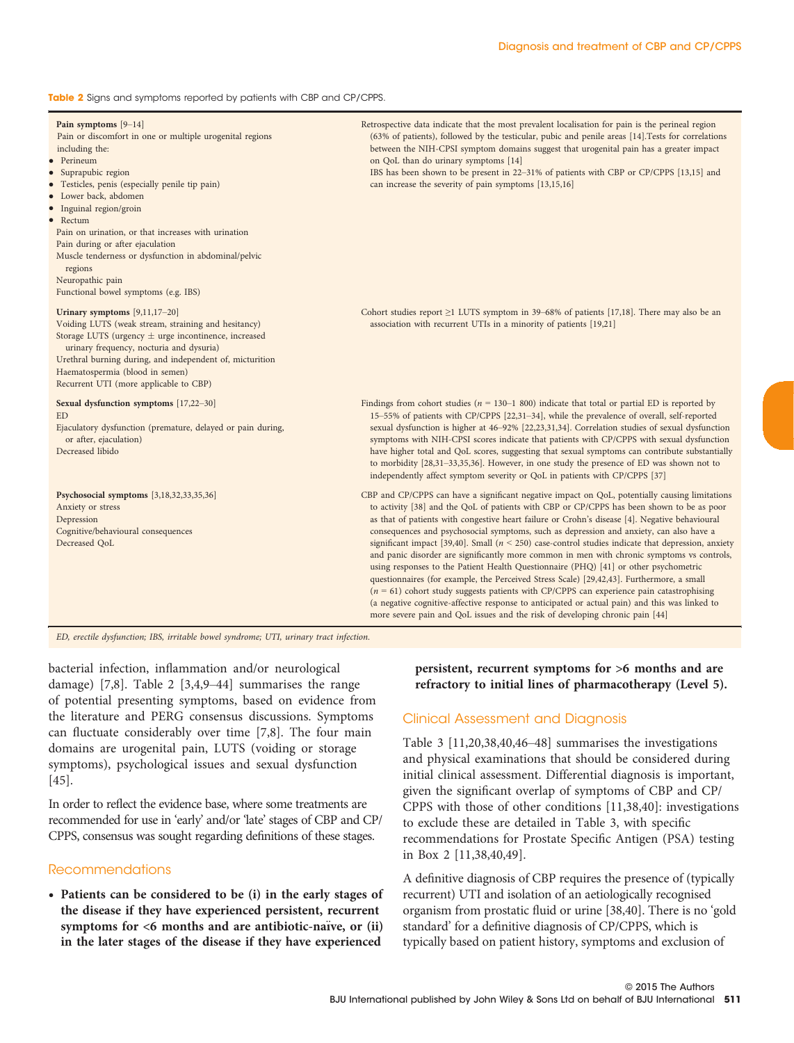**Table 2** Signs and symptoms reported by patients with CBP and CP/CPPS.

| | |
|---|---|
| **Pain symptoms** [9–14]<br>Pain or discomfort in one or multiple urogenital regions including the:<br>• Perineum<br>• Suprapubic region<br>• Testicles, penis (especially penile tip pain)<br>• Lower back, abdomen<br>• Inguinal region/groin<br>• Rectum<br>Pain on urination, or that increases with urination<br>Pain during or after ejaculation<br>Muscle tenderness or dysfunction in abdominal/pelvic regions<br>Neuropathic pain<br>Functional bowel symptoms (e.g. IBS) | Retrospective data indicate that the most prevalent localisation for pain is the perineal region (63% of patients), followed by the testicular, pubic and penile areas [14].Tests for correlations between the NIH-CPSI symptom domains suggest that urogenital pain has a greater impact on QoL than do urinary symptoms [14]<br>IBS has been shown to be present in 22–31% of patients with CBP or CP/CPPS [13,15] and can increase the severity of pain symptoms [13,15,16] |
| **Urinary symptoms** [9,11,17–20]<br>Voiding LUTS (weak stream, straining and hesitancy)<br>Storage LUTS (urgency ± urge incontinence, increased urinary frequency, nocturia and dysuria)<br>Urethral burning during, and independent of, micturition<br>Haematospermia (blood in semen)<br>Recurrent UTI (more applicable to CBP) | Cohort studies report ≥1 LUTS symptom in 39–68% of patients [17,18]. There may also be an association with recurrent UTIs in a minority of patients [19,21] |
| **Sexual dysfunction symptoms** [17,22–30]<br>ED<br>Ejaculatory dysfunction (premature, delayed or pain during, or after, ejaculation)<br>Decreased libido | Findings from cohort studies ($n$ = 130–1 800) indicate that total or partial ED is reported by 15–55% of patients with CP/CPPS [22,31–34], while the prevalence of overall, self-reported sexual dysfunction is higher at 46–92% [22,23,31,34]. Correlation studies of sexual dysfunction symptoms with NIH-CPSI scores indicate that patients with CP/CPPS with sexual dysfunction have higher total and QoL scores, suggesting that sexual symptoms can contribute substantially to morbidity [28,31–33,35,36]. However, in one study the presence of ED was shown not to independently affect symptom severity or QoL in patients with CP/CPPS [37] |
| **Psychosocial symptoms** [3,18,32,33,35,36]<br>Anxiety or stress<br>Depression<br>Cognitive/behavioural consequences<br>Decreased QoL | CBP and CP/CPPS can have a significant negative impact on QoL, potentially causing limitations to activity [38] and the QoL of patients with CBP or CP/CPPS has been shown to be as poor as that of patients with congestive heart failure or Crohn's disease [4]. Negative behavioural consequences and psychosocial symptoms, such as depression and anxiety, can also have a significant impact [39,40]. Small ($n$ < 250) case-control studies indicate that depression, anxiety and panic disorder are significantly more common in men with chronic symptoms vs controls, using responses to the Patient Health Questionnaire (PHQ) [41] or other psychometric questionnaires (for example, the Perceived Stress Scale) [29,42,43]. Furthermore, a small ($n$ = 61) cohort study suggests patients with CP/CPPS can experience pain catastrophising (a negative cognitive-affective response to anticipated or actual pain) and this was linked to more severe pain and QoL issues and the risk of developing chronic pain [44] |

*ED, erectile dysfunction; IBS, irritable bowel syndrome; UTI, urinary tract infection.*

bacterial infection, inflammation and/or neurological damage) [7,8]. Table 2 [3,4,9–44] summarises the range of potential presenting symptoms, based on evidence from the literature and PERG consensus discussions. Symptoms can fluctuate considerably over time [7,8]. The four main domains are urogenital pain, LUTS (voiding or storage symptoms), psychological issues and sexual dysfunction [45].

In order to reflect the evidence base, where some treatments are recommended for use in 'early' and/or 'late' stages of CBP and CP/CPPS, consensus was sought regarding definitions of these stages.

## Recommendations

- **Patients can be considered to be (i) in the early stages of the disease if they have experienced persistent, recurrent symptoms for <6 months and are antibiotic-naïve, or (ii) in the later stages of the disease if they have experienced persistent, recurrent symptoms for >6 months and are refractory to initial lines of pharmacotherapy (Level 5).**

## Clinical Assessment and Diagnosis

Table 3 [11,20,38,40,46–48] summarises the investigations and physical examinations that should be considered during initial clinical assessment. Differential diagnosis is important, given the significant overlap of symptoms of CBP and CP/CPPS with those of other conditions [11,38,40]: investigations to exclude these are detailed in Table 3, with specific recommendations for Prostate Specific Antigen (PSA) testing in Box 2 [11,38,40,49].

A definitive diagnosis of CBP requires the presence of (typically recurrent) UTI and isolation of an aetiologically recognised organism from prostatic fluid or urine [38,40]. There is no 'gold standard' for a definitive diagnosis of CP/CPPS, which is typically based on patient history, symptoms and exclusion of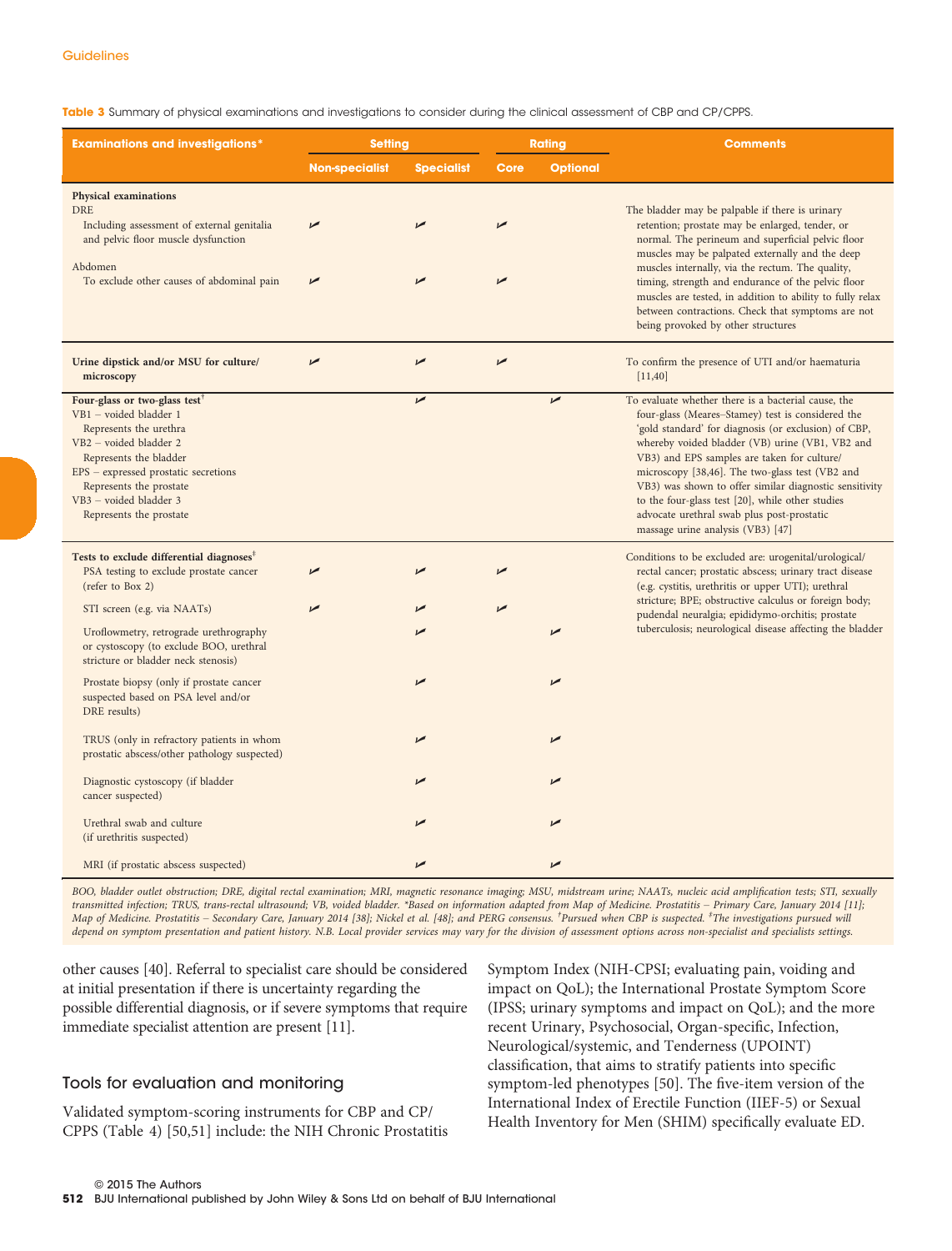Table 3 Summary of physical examinations and investigations to consider during the clinical assessment of CBP and CP/CPPS.

| Examinations and investigations* | Setting | | Rating | | Comments |
|---|---|---|---|---|---|
| | Non-specialist | Specialist | Core | Optional | |
| **Physical examinations** | | | | | The bladder may be palpable if there is urinary retention; prostate may be enlarged, tender, or normal. The perineum and superficial pelvic floor muscles may be palpated externally and the deep muscles internally, via the rectum. The quality, timing, strength and endurance of the pelvic floor muscles are tested, in addition to ability to fully relax between contractions. Check that symptoms are not being provoked by other structures |
| DRE: Including assessment of external genitalia and pelvic floor muscle dysfunction | ✓ | ✓ | ✓ | | |
| Abdomen: To exclude other causes of abdominal pain | ✓ | ✓ | ✓ | | |
| **Urine dipstick and/or MSU for culture/microscopy** | ✓ | ✓ | ✓ | | To confirm the presence of UTI and/or haematuria [11,40] |
| **Four-glass or two-glass test**[†] VB1 – voided bladder 1: Represents the urethra; VB2 – voided bladder 2: Represents the bladder; EPS – expressed prostatic secretions: Represents the prostate; VB3 – voided bladder 3: Represents the prostate | | ✓ | | ✓ | To evaluate whether there is a bacterial cause, the four-glass (Meares–Stamey) test is considered the 'gold standard' for diagnosis (or exclusion) of CBP, whereby voided bladder (VB) urine (VB1, VB2 and VB3) and EPS samples are taken for culture/microscopy [38,46]. The two-glass test (VB2 and VB3) was shown to offer similar diagnostic sensitivity to the four-glass test [20], while other studies advocate urethral swab plus post-prostatic massage urine analysis (VB3) [47] |
| **Tests to exclude differential diagnoses**[‡] | | | | | Conditions to be excluded are: urogenital/urological/rectal cancer; prostatic abscess; urinary tract disease (e.g. cystitis, urethritis or upper UTI); urethral stricture; BPE; obstructive calculus or foreign body; pudendal neuralgia; epididymo-orchitis; prostate tuberculosis; neurological disease affecting the bladder |
| PSA testing to exclude prostate cancer (refer to Box 2) | ✓ | ✓ | ✓ | | |
| STI screen (e.g. via NAATs) | ✓ | ✓ | ✓ | | |
| Uroflowmetry, retrograde urethrography or cystoscopy (to exclude BOO, urethral stricture or bladder neck stenosis) | | ✓ | | ✓ | |
| Prostate biopsy (only if prostate cancer suspected based on PSA level and/or DRE results) | | ✓ | | ✓ | |
| TRUS (only in refractory patients in whom prostatic abscess/other pathology suspected) | | ✓ | | ✓ | |
| Diagnostic cystoscopy (if bladder cancer suspected) | | ✓ | | ✓ | |
| Urethral swab and culture (if urethritis suspected) | | ✓ | | ✓ | |
| MRI (if prostatic abscess suspected) | | ✓ | | ✓ | |

*BOO, bladder outlet obstruction; DRE, digital rectal examination; MRI, magnetic resonance imaging; MSU, midstream urine; NAATs, nucleic acid amplification tests; STI, sexually transmitted infection; TRUS, trans-rectal ultrasound; VB, voided bladder. *Based on information adapted from Map of Medicine. Prostatitis – Primary Care, January 2014 [11]; Map of Medicine. Prostatitis – Secondary Care, January 2014 [38]; Nickel et al. [48]; and PERG consensus. †Pursued when CBP is suspected. ‡The investigations pursued will depend on symptom presentation and patient history. N.B. Local provider services may vary for the division of assessment options across non-specialist and specialists settings.*

other causes [40]. Referral to specialist care should be considered at initial presentation if there is uncertainty regarding the possible differential diagnosis, or if severe symptoms that require immediate specialist attention are present [11].

## Tools for evaluation and monitoring

Validated symptom-scoring instruments for CBP and CP/CPPS (Table 4) [50,51] include: the NIH Chronic Prostatitis Symptom Index (NIH-CPSI; evaluating pain, voiding and impact on QoL); the International Prostate Symptom Score (IPSS; urinary symptoms and impact on QoL); and the more recent Urinary, Psychosocial, Organ-specific, Infection, Neurological/systemic, and Tenderness (UPOINT) classification, that aims to stratify patients into specific symptom-led phenotypes [50]. The five-item version of the International Index of Erectile Function (IIEF-5) or Sexual Health Inventory for Men (SHIM) specifically evaluate ED.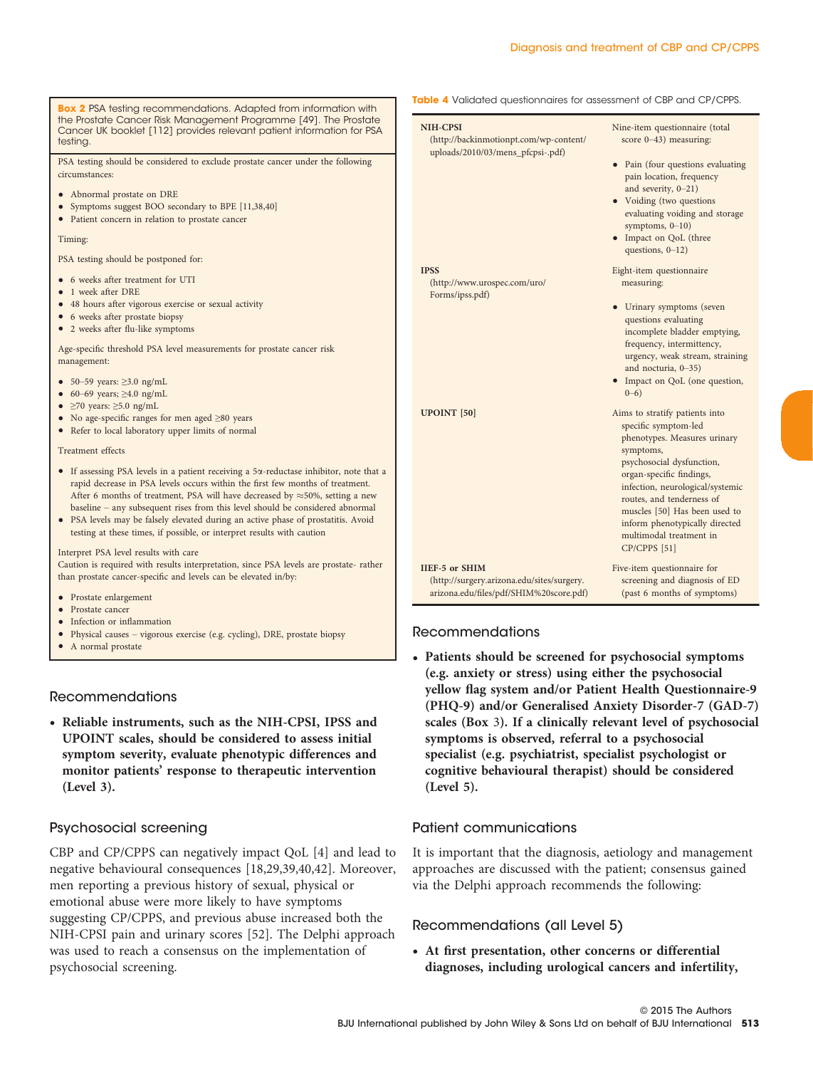**Box 2** PSA testing recommendations. Adapted from information with the Prostate Cancer Risk Management Programme [49]. The Prostate Cancer UK booklet [112] provides relevant patient information for PSA testing.

PSA testing should be considered to exclude prostate cancer under the following circumstances:

- Abnormal prostate on DRE
- Symptoms suggest BOO secondary to BPE [11,38,40]
- Patient concern in relation to prostate cancer

Timing:

PSA testing should be postponed for:

- 6 weeks after treatment for UTI
- 1 week after DRE
- 48 hours after vigorous exercise or sexual activity
- 6 weeks after prostate biopsy
- 2 weeks after flu-like symptoms

Age-specific threshold PSA level measurements for prostate cancer risk management:

- 50–59 years: ≥3.0 ng/mL
- 60–69 years; ≥4.0 ng/mL
- ≥70 years: ≥5.0 ng/mL
- No age-specific ranges for men aged ≥80 years
- Refer to local laboratory upper limits of normal

Treatment effects

- If assessing PSA levels in a patient receiving a 5α-reductase inhibitor, note that a rapid decrease in PSA levels occurs within the first few months of treatment. After 6 months of treatment, PSA will have decreased by ≈50%, setting a new baseline – any subsequent rises from this level should be considered abnormal
- PSA levels may be falsely elevated during an active phase of prostatitis. Avoid testing at these times, if possible, or interpret results with caution

Interpret PSA level results with care

Caution is required with results interpretation, since PSA levels are prostate- rather than prostate cancer-specific and levels can be elevated in/by:

- Prostate enlargement
- Prostate cancer
- Infection or inflammation
- Physical causes – vigorous exercise (e.g. cycling), DRE, prostate biopsy
- A normal prostate

## Recommendations

- **Reliable instruments, such as the NIH-CPSI, IPSS and UPOINT scales, should be considered to assess initial symptom severity, evaluate phenotypic differences and monitor patients' response to therapeutic intervention (Level 3).**

## Psychosocial screening

CBP and CP/CPPS can negatively impact QoL [4] and lead to negative behavioural consequences [18,29,39,40,42]. Moreover, men reporting a previous history of sexual, physical or emotional abuse were more likely to have symptoms suggesting CP/CPPS, and previous abuse increased both the NIH-CPSI pain and urinary scores [52]. The Delphi approach was used to reach a consensus on the implementation of psychosocial screening.

**Table 4** Validated questionnaires for assessment of CBP and CP/CPPS.

| Questionnaire | Description |
|---|---|
| **NIH-CPSI** (http://backinmotionpt.com/wp-content/uploads/2010/03/mens_pfcpsi-.pdf) | Nine-item questionnaire (total score 0–43) measuring: <br>• Pain (four questions evaluating pain location, frequency and severity, 0–21) <br>• Voiding (two questions evaluating voiding and storage symptoms, 0–10) <br>• Impact on QoL (three questions, 0–12) |
| **IPSS** (http://www.urospec.com/uro/Forms/ipss.pdf) | Eight-item questionnaire measuring: <br>• Urinary symptoms (seven questions evaluating incomplete bladder emptying, frequency, intermittency, urgency, weak stream, straining and nocturia, 0–35) <br>• Impact on QoL (one question, 0–6) |
| **UPOINT** [50] | Aims to stratify patients into specific symptom-led phenotypes. Measures urinary symptoms, psychosocial dysfunction, organ-specific findings, infection, neurological/systemic routes, and tenderness of muscles [50] Has been used to inform phenotypically directed multimodal treatment in CP/CPPS [51] |
| **IIEF-5 or SHIM** (http://surgery.arizona.edu/sites/surgery.arizona.edu/files/pdf/SHIM%20score.pdf) | Five-item questionnaire for screening and diagnosis of ED (past 6 months of symptoms) |

## Recommendations

- **Patients should be screened for psychosocial symptoms (e.g. anxiety or stress) using either the psychosocial yellow flag system and/or Patient Health Questionnaire-9 (PHQ-9) and/or Generalised Anxiety Disorder-7 (GAD-7) scales (Box 3). If a clinically relevant level of psychosocial symptoms is observed, referral to a psychosocial specialist (e.g. psychiatrist, specialist psychologist or cognitive behavioural therapist) should be considered (Level 5).**

## Patient communications

It is important that the diagnosis, aetiology and management approaches are discussed with the patient; consensus gained via the Delphi approach recommends the following:

## Recommendations (all Level 5)

- **At first presentation, other concerns or differential diagnoses, including urological cancers and infertility,**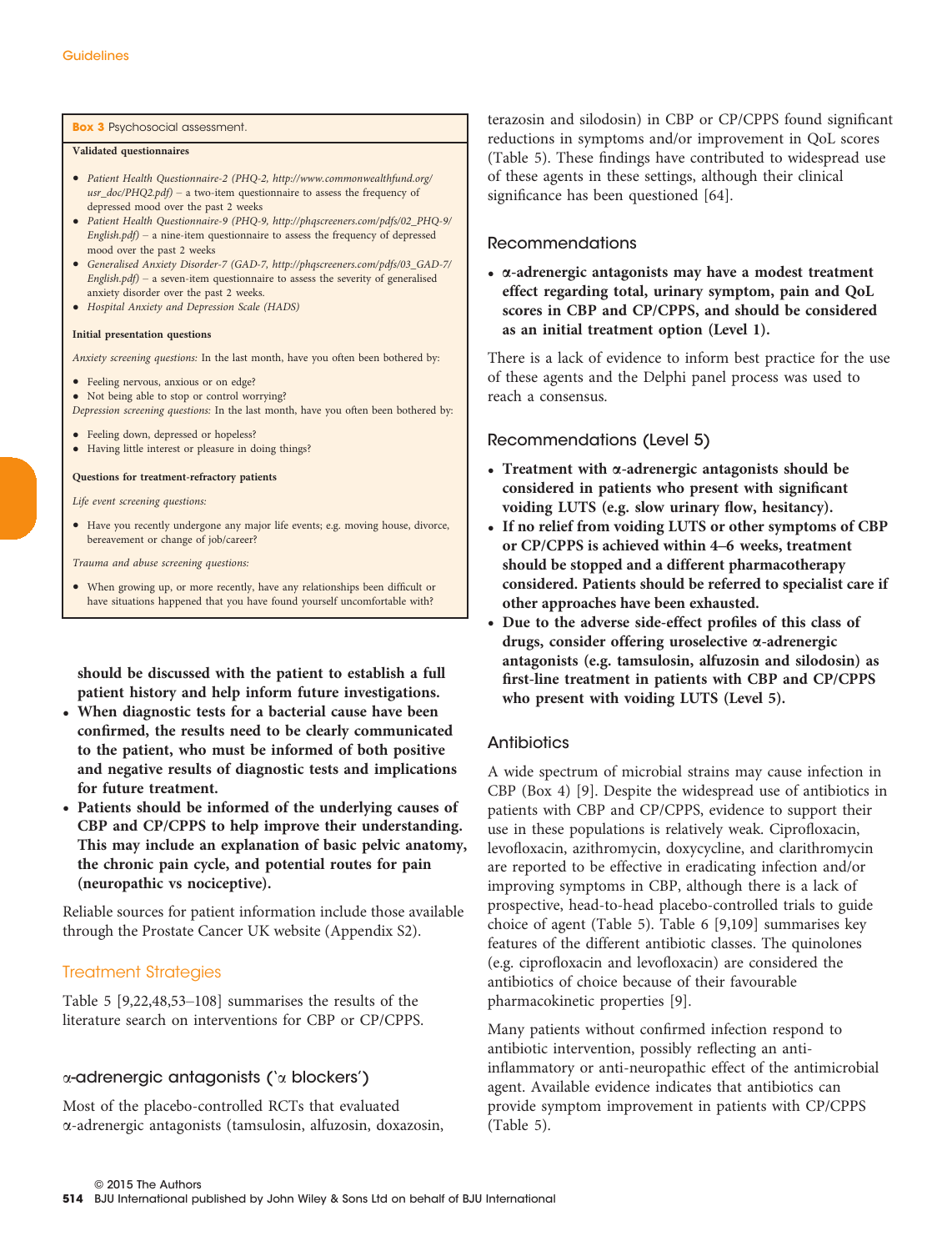**Box 3** Psychosocial assessment.

**Validated questionnaires**

- *Patient Health Questionnaire-2 (PHQ-2, http://www.commonwealthfund.org/usr_doc/PHQ2.pdf)* – a two-item questionnaire to assess the frequency of depressed mood over the past 2 weeks
- *Patient Health Questionnaire-9 (PHQ-9, http://phqscreeners.com/pdfs/02_PHQ-9/English.pdf)* – a nine-item questionnaire to assess the frequency of depressed mood over the past 2 weeks
- *Generalised Anxiety Disorder-7 (GAD-7, http://phqscreeners.com/pdfs/03_GAD-7/English.pdf)* – a seven-item questionnaire to assess the severity of generalised anxiety disorder over the past 2 weeks.
- *Hospital Anxiety and Depression Scale (HADS)*

**Initial presentation questions**

*Anxiety screening questions:* In the last month, have you often been bothered by:

- Feeling nervous, anxious or on edge?
- Not being able to stop or control worrying?

*Depression screening questions:* In the last month, have you often been bothered by:

- Feeling down, depressed or hopeless?
- Having little interest or pleasure in doing things?

**Questions for treatment-refractory patients**

*Life event screening questions:*

- Have you recently undergone any major life events; e.g. moving house, divorce, bereavement or change of job/career?

*Trauma and abuse screening questions:*

- When growing up, or more recently, have any relationships been difficult or have situations happened that you have found yourself uncomfortable with?

**should be discussed with the patient to establish a full patient history and help inform future investigations.**

- **When diagnostic tests for a bacterial cause have been confirmed, the results need to be clearly communicated to the patient, who must be informed of both positive and negative results of diagnostic tests and implications for future treatment.**
- **Patients should be informed of the underlying causes of CBP and CP/CPPS to help improve their understanding. This may include an explanation of basic pelvic anatomy, the chronic pain cycle, and potential routes for pain (neuropathic vs nociceptive).**

Reliable sources for patient information include those available through the Prostate Cancer UK website (Appendix S2).

## Treatment Strategies

Table 5 [9,22,48,53–108] summarises the results of the literature search on interventions for CBP or CP/CPPS.

### α-adrenergic antagonists ('α blockers')

Most of the placebo-controlled RCTs that evaluated α-adrenergic antagonists (tamsulosin, alfuzosin, doxazosin, terazosin and silodosin) in CBP or CP/CPPS found significant reductions in symptoms and/or improvement in QoL scores (Table 5). These findings have contributed to widespread use of these agents in these settings, although their clinical significance has been questioned [64].

#### Recommendations

- **α-adrenergic antagonists may have a modest treatment effect regarding total, urinary symptom, pain and QoL scores in CBP and CP/CPPS, and should be considered as an initial treatment option (Level 1).**

There is a lack of evidence to inform best practice for the use of these agents and the Delphi panel process was used to reach a consensus.

#### Recommendations (Level 5)

- **Treatment with α-adrenergic antagonists should be considered in patients who present with significant voiding LUTS (e.g. slow urinary flow, hesitancy).**
- **If no relief from voiding LUTS or other symptoms of CBP or CP/CPPS is achieved within 4–6 weeks, treatment should be stopped and a different pharmacotherapy considered. Patients should be referred to specialist care if other approaches have been exhausted.**
- **Due to the adverse side-effect profiles of this class of drugs, consider offering uroselective α-adrenergic antagonists (e.g. tamsulosin, alfuzosin and silodosin) as first-line treatment in patients with CBP and CP/CPPS who present with voiding LUTS (Level 5).**

### Antibiotics

A wide spectrum of microbial strains may cause infection in CBP (Box 4) [9]. Despite the widespread use of antibiotics in patients with CBP and CP/CPPS, evidence to support their use in these populations is relatively weak. Ciprofloxacin, levofloxacin, azithromycin, doxycycline, and clarithromycin are reported to be effective in eradicating infection and/or improving symptoms in CBP, although there is a lack of prospective, head-to-head placebo-controlled trials to guide choice of agent (Table 5). Table 6 [9,109] summarises key features of the different antibiotic classes. The quinolones (e.g. ciprofloxacin and levofloxacin) are considered the antibiotics of choice because of their favourable pharmacokinetic properties [9].

Many patients without confirmed infection respond to antibiotic intervention, possibly reflecting an anti-inflammatory or anti-neuropathic effect of the antimicrobial agent. Available evidence indicates that antibiotics can provide symptom improvement in patients with CP/CPPS (Table 5).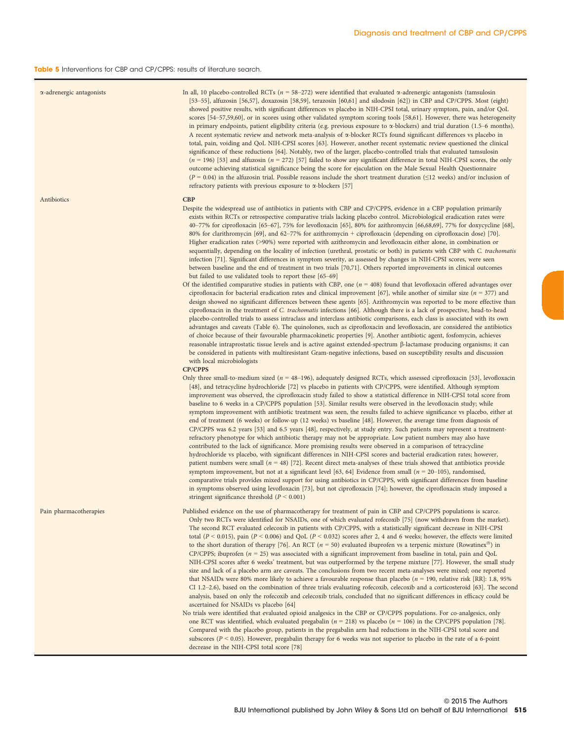**Table 5** Interventions for CBP and CP/CPPS: results of literature search.

| | |
|---|---|
| α-adrenergic antagonists | In all, 10 placebo-controlled RCTs ($n$ = 58–272) were identified that evaluated α-adrenergic antagonists (tamsulosin [53–55], alfuzosin [56,57], doxazosin [58,59], terazosin [60,61] and silodosin [62]) in CBP and CP/CPPS. Most (eight) showed positive results, with significant differences vs placebo in NIH-CPSI total, urinary symptom, pain, and/or QoL scores [54–57,59,60], or in scores using other validated symptom scoring tools [58,61]. However, there was heterogeneity in primary endpoints, patient eligibility criteria (e.g. previous exposure to α-blockers) and trial duration (1.5–6 months). A recent systematic review and network meta-analysis of α-blocker RCTs found significant differences vs placebo in total, pain, voiding and QoL NIH-CPSI scores [63]. However, another recent systematic review questioned the clinical significance of these reductions [64]. Notably, two of the larger, placebo-controlled trials that evaluated tamsulosin ($n$ = 196) [53] and alfuzosin ($n$ = 272) [57] failed to show any significant difference in total NIH-CPSI scores, the only outcome achieving statistical significance being the score for ejaculation on the Male Sexual Health Questionnaire ($P$ = 0.04) in the alfuzosin trial. Possible reasons include the short treatment duration (≤12 weeks) and/or inclusion of refractory patients with previous exposure to α-blockers [57] |
| Antibiotics | **CBP**<br>Despite the widespread use of antibiotics in patients with CBP and CP/CPPS, evidence in a CBP population primarily exists within RCTs or retrospective comparative trials lacking placebo control. Microbiological eradication rates were 40–77% for ciprofloxacin [65–67], 75% for levofloxacin [65], 80% for azithromycin [66,68,69], 77% for doxycycline [68], 80% for clarithromycin [69], and 62–77% for azithromycin + ciprofloxacin (depending on ciprofloxacin dose) [70]. Higher eradication rates (>90%) were reported with azithromycin and levofloxacin either alone, in combination or sequentially, depending on the locality of infection (urethral, prostatic or both) in patients with CBP with *C. trachomatis* infection [71]. Significant differences in symptom severity, as assessed by changes in NIH-CPSI scores, were seen between baseline and the end of treatment in two trials [70,71]. Others reported improvements in clinical outcomes but failed to use validated tools to report these [65–69]<br>Of the identified comparative studies in patients with CBP, one ($n$ = 408) found that levofloxacin offered advantages over ciprofloxacin for bacterial eradication rates and clinical improvement [67], while another of similar size ($n$ = 377) and design showed no significant differences between these agents [65]. Azithromycin was reported to be more effective than ciprofloxacin in the treatment of *C. trachomatis* infections [66]. Although there is a lack of prospective, head-to-head placebo-controlled trials to assess intraclass and interclass antibiotic comparisons, each class is associated with its own advantages and caveats (Table 6). The quinolones, such as ciprofloxacin and levofloxacin, are considered the antibiotics of choice because of their favourable pharmacokinetic properties [9]. Another antibiotic agent, fosfomycin, achieves reasonable intraprostatic tissue levels and is active against extended-spectrum β-lactamase producing organisms; it can be considered in patients with multiresistant Gram-negative infections, based on susceptibility results and discussion with local microbiologists<br>**CP/CPPS**<br>Only three small-to-medium sized ($n$ = 48–196), adequately designed RCTs, which assessed ciprofloxacin [53], levofloxacin [48], and tetracycline hydrochloride [72] vs placebo in patients with CP/CPPS, were identified. Although symptom improvement was observed, the ciprofloxacin study failed to show a statistical difference in NIH-CPSI total score from baseline to 6 weeks in a CP/CPPS population [53]. Similar results were observed in the levofloxacin study; while symptom improvement with antibiotic treatment was seen, the results failed to achieve significance vs placebo, either at end of treatment (6 weeks) or follow-up (12 weeks) vs baseline [48]. However, the average time from diagnosis of CP/CPPS was 6.2 years [53] and 6.5 years [48], respectively, at study entry. Such patients may represent a treatment-refractory phenotype for which antibiotic therapy may not be appropriate. Low patient numbers may also have contributed to the lack of significance. More promising results were observed in a comparison of tetracycline hydrochloride vs placebo, with significant differences in NIH-CPSI scores and bacterial eradication rates; however, patient numbers were small ($n$ = 48) [72]. Recent direct meta-analyses of these trials showed that antibiotics provide symptom improvement, but not at a significant level [63, 64] Evidence from small ($n$ = 20–105), randomised, comparative trials provides mixed support for using antibiotics in CP/CPPS, with significant differences from baseline in symptoms observed using levofloxacin [73], but not ciprofloxacin [74]; however, the ciprofloxacin study imposed a stringent significance threshold ($P$ < 0.001) |
| Pain pharmacotherapies | Published evidence on the use of pharmacotherapy for treatment of pain in CBP and CP/CPPS populations is scarce. Only two RCTs were identified for NSAIDs, one of which evaluated rofecoxib [75] (now withdrawn from the market). The second RCT evaluated celecoxib in patients with CP/CPPS, with a statistically significant decrease in NIH-CPSI total ($P$ < 0.015), pain ($P$ < 0.006) and QoL ($P$ < 0.032) scores after 2, 4 and 6 weeks; however, the effects were limited to the short duration of therapy [76]. An RCT ($n$ = 50) evaluated ibuprofen vs a terpenic mixture (Rowatinex®) in CP/CPPS; ibuprofen ($n$ = 25) was associated with a significant improvement from baseline in total, pain and QoL NIH-CPSI scores after 6 weeks' treatment, but was outperformed by the terpene mixture [77]. However, the small study size and lack of a placebo arm are caveats. The conclusions from two recent meta-analyses were mixed; one reported that NSAIDs were 80% more likely to achieve a favourable response than placebo ($n$ = 190, relative risk [RR]: 1.8, 95% CI 1.2–2.6), based on the combination of three trials evaluating rofecoxib, celecoxib and a corticosteroid [63]. The second analysis, based on only the rofecoxib and celecoxib trials, concluded that no significant differences in efficacy could be ascertained for NSAIDs vs placebo [64]<br>No trials were identified that evaluated opioid analgesics in the CBP or CP/CPPS populations. For co-analgesics, only one RCT was identified, which evaluated pregabalin ($n$ = 218) vs placebo ($n$ = 106) in the CP/CPPS population [78]. Compared with the placebo group, patients in the pregabalin arm had reductions in the NIH-CPSI total score and subscores ($P$ < 0.05). However, pregabalin therapy for 6 weeks was not superior to placebo in the rate of a 6-point decrease in the NIH-CPSI total score [78] |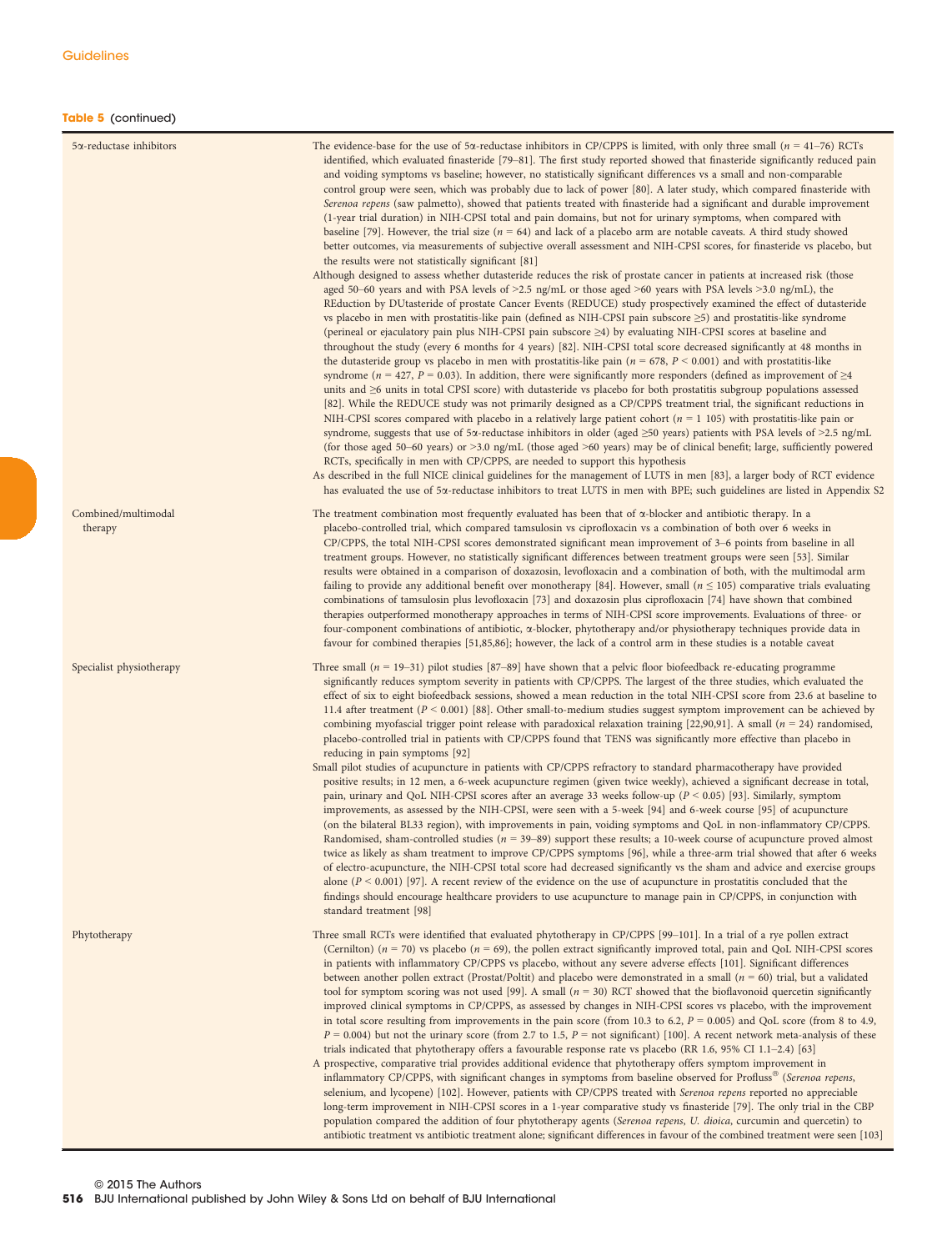**Table 5** (continued)

| | |
|---|---|
| 5α-reductase inhibitors | The evidence-base for the use of 5α-reductase inhibitors in CP/CPPS is limited, with only three small ($n$ = 41–76) RCTs identified, which evaluated finasteride [79–81]. The first study reported showed that finasteride significantly reduced pain and voiding symptoms vs baseline; however, no statistically significant differences vs a small and non-comparable control group were seen, which was probably due to lack of power [80]. A later study, which compared finasteride with *Serenoa repens* (saw palmetto), showed that patients treated with finasteride had a significant and durable improvement (1-year trial duration) in NIH-CPSI total and pain domains, but not for urinary symptoms, when compared with baseline [79]. However, the trial size ($n$ = 64) and lack of a placebo arm are notable caveats. A third study showed better outcomes, via measurements of subjective overall assessment and NIH-CPSI scores, for finasteride vs placebo, but the results were not statistically significant [81]<br>Although designed to assess whether dutasteride reduces the risk of prostate cancer in patients at increased risk (those aged 50–60 years and with PSA levels of >2.5 ng/mL or those aged >60 years with PSA levels >3.0 ng/mL), the REduction by DUtasteride of prostate Cancer Events (REDUCE) study prospectively examined the effect of dutasteride vs placebo in men with prostatitis-like pain (defined as NIH-CPSI pain subscore ≥5) and prostatitis-like syndrome (perineal or ejaculatory pain plus NIH-CPSI pain subscore ≥4) by evaluating NIH-CPSI scores at baseline and throughout the study (every 6 months for 4 years) [82]. NIH-CPSI total score decreased significantly at 48 months in the dutasteride group vs placebo in men with prostatitis-like pain ($n$ = 678, $P$ < 0.001) and with prostatitis-like syndrome ($n$ = 427, $P$ = 0.03). In addition, there were significantly more responders (defined as improvement of ≥4 units and ≥6 units in total CPSI score) with dutasteride vs placebo for both prostatitis subgroup populations assessed [82]. While the REDUCE study was not primarily designed as a CP/CPPS treatment trial, the significant reductions in NIH-CPSI scores compared with placebo in a relatively large patient cohort ($n$ = 1 105) with prostatitis-like pain or syndrome, suggests that use of 5α-reductase inhibitors in older (aged ≥50 years) patients with PSA levels of >2.5 ng/mL (for those aged 50–60 years) or >3.0 ng/mL (those aged >60 years) may be of clinical benefit; large, sufficiently powered RCTs, specifically in men with CP/CPPS, are needed to support this hypothesis<br>As described in the full NICE clinical guidelines for the management of LUTS in men [83], a larger body of RCT evidence has evaluated the use of 5α-reductase inhibitors to treat LUTS in men with BPE; such guidelines are listed in Appendix S2 |
| Combined/multimodal therapy | The treatment combination most frequently evaluated has been that of α-blocker and antibiotic therapy. In a placebo-controlled trial, which compared tamsulosin vs ciprofloxacin vs a combination of both over 6 weeks in CP/CPPS, the total NIH-CPSI scores demonstrated significant mean improvement of 3–6 points from baseline in all treatment groups. However, no statistically significant differences between treatment groups were seen [53]. Similar results were obtained in a comparison of doxazosin, levofloxacin and a combination of both, with the multimodal arm failing to provide any additional benefit over monotherapy [84]. However, small ($n$ ≤ 105) comparative trials evaluating combinations of tamsulosin plus levofloxacin [73] and doxazosin plus ciprofloxacin [74] have shown that combined therapies outperformed monotherapy approaches in terms of NIH-CPSI score improvements. Evaluations of three- or four-component combinations of antibiotic, α-blocker, phytotherapy and/or physiotherapy techniques provide data in favour for combined therapies [51,85,86]; however, the lack of a control arm in these studies is a notable caveat |
| Specialist physiotherapy | Three small ($n$ = 19–31) pilot studies [87–89] have shown that a pelvic floor biofeedback re-educating programme significantly reduces symptom severity in patients with CP/CPPS. The largest of the three studies, which evaluated the effect of six to eight biofeedback sessions, showed a mean reduction in the total NIH-CPSI score from 23.6 at baseline to 11.4 after treatment ($P$ < 0.001) [88]. Other small-to-medium studies suggest symptom improvement can be achieved by combining myofascial trigger point release with paradoxical relaxation training [22,90,91]. A small ($n$ = 24) randomised, placebo-controlled trial in patients with CP/CPPS found that TENS was significantly more effective than placebo in reducing in pain symptoms [92]<br>Small pilot studies of acupuncture in patients with CP/CPPS refractory to standard pharmacotherapy have provided positive results; in 12 men, a 6-week acupuncture regimen (given twice weekly), achieved a significant decrease in total, pain, urinary and QoL NIH-CPSI scores after an average 33 weeks follow-up ($P$ < 0.05) [93]. Similarly, symptom improvements, as assessed by the NIH-CPSI, were seen with a 5-week [94] and 6-week course [95] of acupuncture (on the bilateral BL33 region), with improvements in pain, voiding symptoms and QoL in non-inflammatory CP/CPPS. Randomised, sham-controlled studies ($n$ = 39–89) support these results; a 10-week course of acupuncture proved almost twice as likely as sham treatment to improve CP/CPPS symptoms [96], while a three-arm trial showed that after 6 weeks of electro-acupuncture, the NIH-CPSI total score had decreased significantly vs the sham and advice and exercise groups alone ($P$ < 0.001) [97]. A recent review of the evidence on the use of acupuncture in prostatitis concluded that the findings should encourage healthcare providers to use acupuncture to manage pain in CP/CPPS, in conjunction with standard treatment [98] |
| Phytotherapy | Three small RCTs were identified that evaluated phytotherapy in CP/CPPS [99–101]. In a trial of a rye pollen extract (Cernilton) ($n$ = 70) vs placebo ($n$ = 69), the pollen extract significantly improved total, pain and QoL NIH-CPSI scores in patients with inflammatory CP/CPPS vs placebo, without any severe adverse effects [101]. Significant differences between another pollen extract (Prostat/Poltit) and placebo were demonstrated in a small ($n$ = 60) trial, but a validated tool for symptom scoring was not used [99]. A small ($n$ = 30) RCT showed that the bioflavonoid quercetin significantly improved clinical symptoms in CP/CPPS, as assessed by changes in NIH-CPSI scores vs placebo, with the improvement in total score resulting from improvements in the pain score (from 10.3 to 6.2, $P$ = 0.005) and QoL score (from 8 to 4.9, $P$ = 0.004) but not the urinary score (from 2.7 to 1.5, $P$ = not significant) [100]. A recent network meta-analysis of these trials indicated that phytotherapy offers a favourable response rate vs placebo (RR 1.6, 95% CI 1.1–2.4) [63]<br>A prospective, comparative trial provides additional evidence that phytotherapy offers symptom improvement in inflammatory CP/CPPS, with significant changes in symptoms from baseline observed for Profluss® (*Serenoa repens*, selenium, and lycopene) [102]. However, patients with CP/CPPS treated with *Serenoa repens* reported no appreciable long-term improvement in NIH-CPSI scores in a 1-year comparative study vs finasteride [79]. The only trial in the CBP population compared the addition of four phytotherapy agents (*Serenoa repens*, *U. dioica*, curcumin and quercetin) to antibiotic treatment vs antibiotic treatment alone; significant differences in favour of the combined treatment were seen [103] |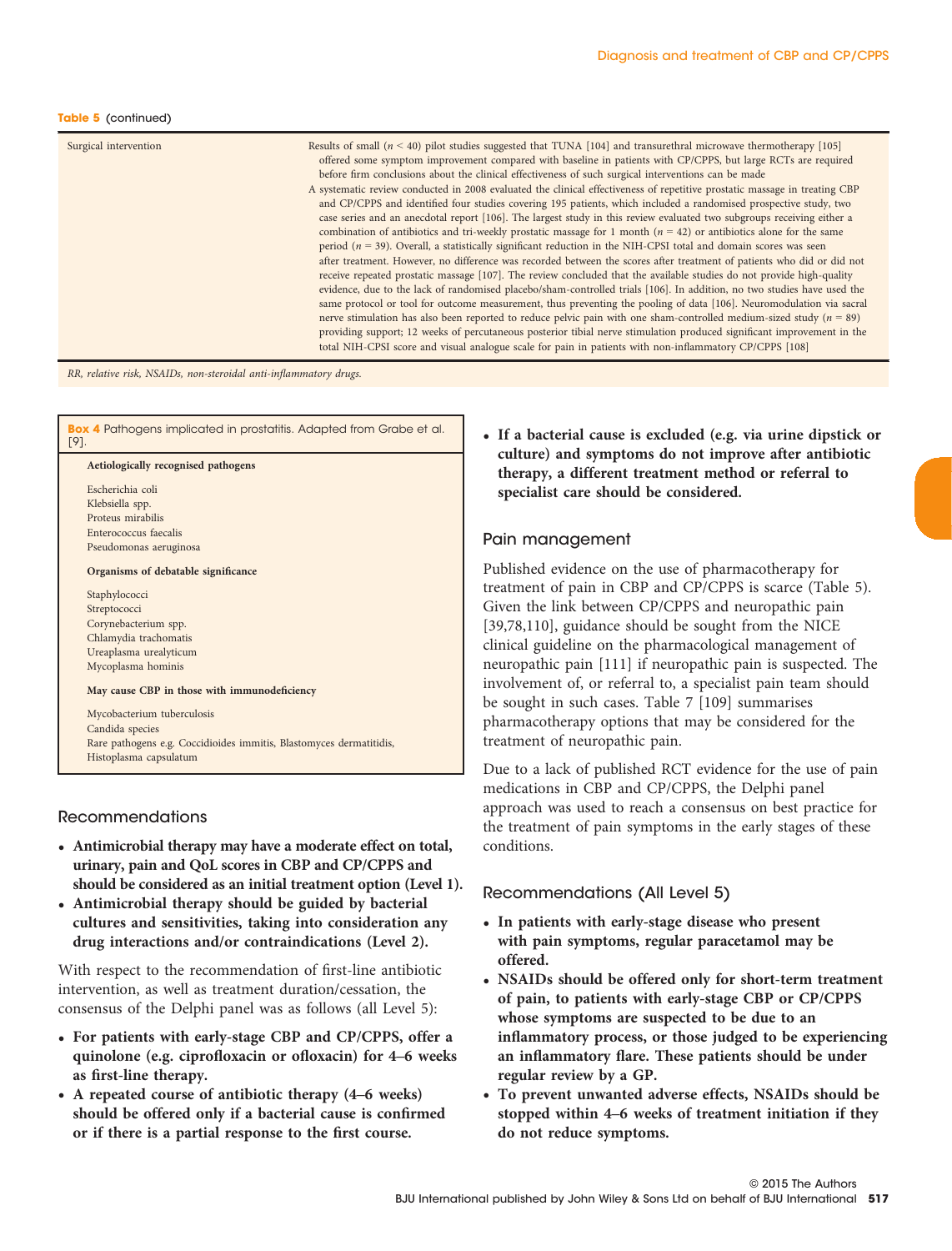**Table 5** (continued)

| | |
|---|---|
| Surgical intervention | Results of small ($n$ < 40) pilot studies suggested that TUNA [104] and transurethral microwave thermotherapy [105] offered some symptom improvement compared with baseline in patients with CP/CPPS, but large RCTs are required before firm conclusions about the clinical effectiveness of such surgical interventions can be made<br>A systematic review conducted in 2008 evaluated the clinical effectiveness of repetitive prostatic massage in treating CBP and CP/CPPS and identified four studies covering 195 patients, which included a randomised prospective study, two case series and an anecdotal report [106]. The largest study in this review evaluated two subgroups receiving either a combination of antibiotics and tri-weekly prostatic massage for 1 month ($n$ = 42) or antibiotics alone for the same period ($n$ = 39). Overall, a statistically significant reduction in the NIH-CPSI total and domain scores was seen after treatment. However, no difference was recorded between the scores after treatment of patients who did or did not receive repeated prostatic massage [107]. The review concluded that the available studies do not provide high-quality evidence, due to the lack of randomised placebo/sham-controlled trials [106]. In addition, no two studies have used the same protocol or tool for outcome measurement, thus preventing the pooling of data [106]. Neuromodulation via sacral nerve stimulation has also been reported to reduce pelvic pain with one sham-controlled medium-sized study ($n$ = 89) providing support; 12 weeks of percutaneous posterior tibial nerve stimulation produced significant improvement in the total NIH-CPSI score and visual analogue scale for pain in patients with non-inflammatory CP/CPPS [108] |

*RR, relative risk, NSAIDs, non-steroidal anti-inflammatory drugs.*

**Box 4** Pathogens implicated in prostatitis. Adapted from Grabe et al. [9].

**Aetiologically recognised pathogens**

Escherichia coli
Klebsiella spp.
Proteus mirabilis
Enterococcus faecalis
Pseudomonas aeruginosa

**Organisms of debatable significance**

Staphylococci
Streptococci
Corynebacterium spp.
Chlamydia trachomatis
Ureaplasma urealyticum
Mycoplasma hominis

**May cause CBP in those with immunodeficiency**

Mycobacterium tuberculosis
Candida species
Rare pathogens e.g. Coccidioides immitis, Blastomyces dermatitidis, Histoplasma capsulatum

### Recommendations

- **Antimicrobial therapy may have a moderate effect on total, urinary, pain and QoL scores in CBP and CP/CPPS and should be considered as an initial treatment option (Level 1).**
- **Antimicrobial therapy should be guided by bacterial cultures and sensitivities, taking into consideration any drug interactions and/or contraindications (Level 2).**

With respect to the recommendation of first-line antibiotic intervention, as well as treatment duration/cessation, the consensus of the Delphi panel was as follows (all Level 5):

- **For patients with early-stage CBP and CP/CPPS, offer a quinolone (e.g. ciprofloxacin or ofloxacin) for 4–6 weeks as first-line therapy.**
- **A repeated course of antibiotic therapy (4–6 weeks) should be offered only if a bacterial cause is confirmed or if there is a partial response to the first course.**
- **If a bacterial cause is excluded (e.g. via urine dipstick or culture) and symptoms do not improve after antibiotic therapy, a different treatment method or referral to specialist care should be considered.**

### Pain management

Published evidence on the use of pharmacotherapy for treatment of pain in CBP and CP/CPPS is scarce (Table 5). Given the link between CP/CPPS and neuropathic pain [39,78,110], guidance should be sought from the NICE clinical guideline on the pharmacological management of neuropathic pain [111] if neuropathic pain is suspected. The involvement of, or referral to, a specialist pain team should be sought in such cases. Table 7 [109] summarises pharmacotherapy options that may be considered for the treatment of neuropathic pain.

Due to a lack of published RCT evidence for the use of pain medications in CBP and CP/CPPS, the Delphi panel approach was used to reach a consensus on best practice for the treatment of pain symptoms in the early stages of these conditions.

### Recommendations (All Level 5)

- **In patients with early-stage disease who present with pain symptoms, regular paracetamol may be offered.**
- **NSAIDs should be offered only for short-term treatment of pain, to patients with early-stage CBP or CP/CPPS whose symptoms are suspected to be due to an inflammatory process, or those judged to be experiencing an inflammatory flare. These patients should be under regular review by a GP.**
- **To prevent unwanted adverse effects, NSAIDs should be stopped within 4–6 weeks of treatment initiation if they do not reduce symptoms.**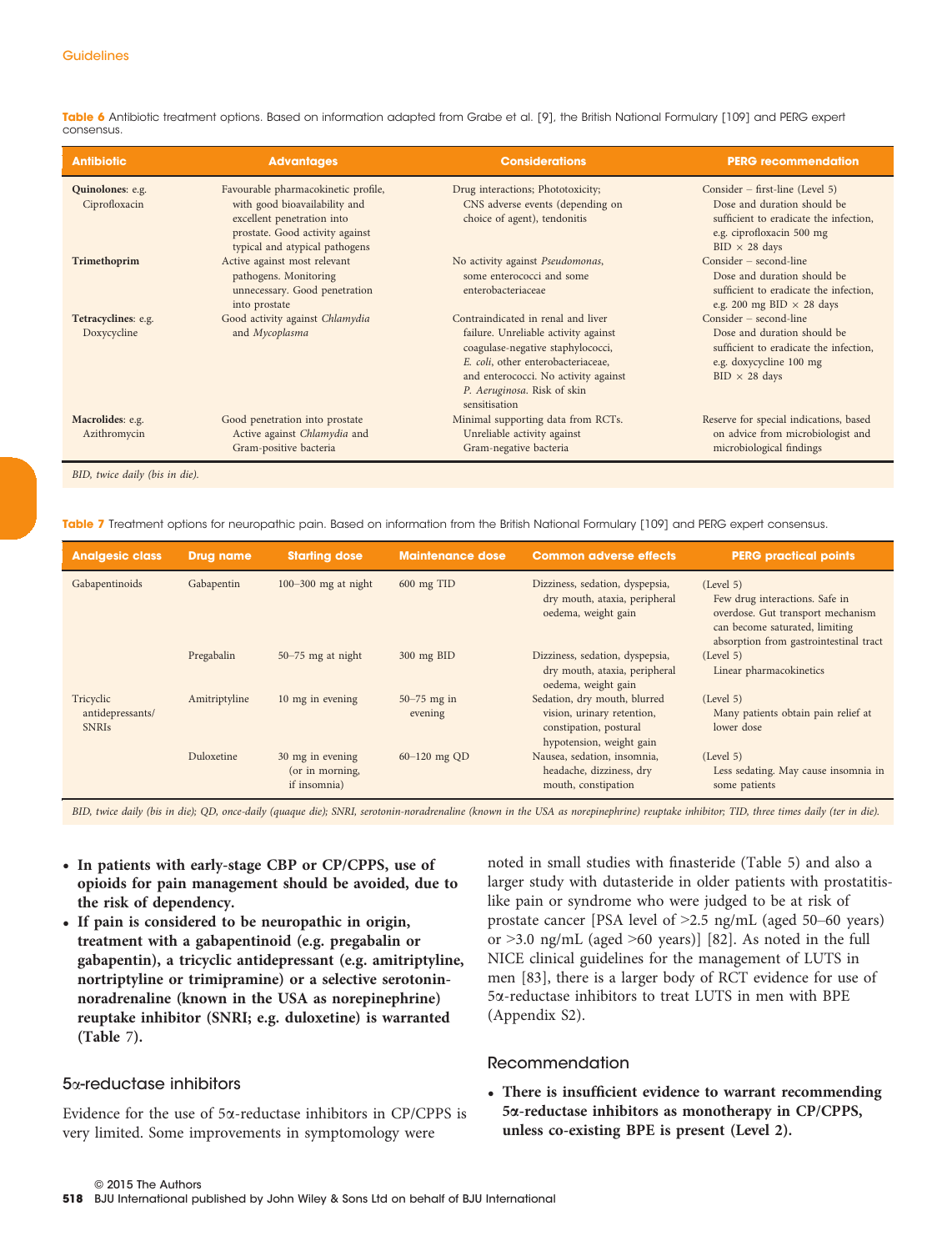**Table 6** Antibiotic treatment options. Based on information adapted from Grabe et al. [9], the British National Formulary [109] and PERG expert consensus.

| Antibiotic | Advantages | Considerations | PERG recommendation |
|---|---|---|---|
| **Quinolones**: e.g. Ciprofloxacin | Favourable pharmacokinetic profile, with good bioavailability and excellent penetration into prostate. Good activity against typical and atypical pathogens | Drug interactions; Phototoxicity; CNS adverse events (depending on choice of agent), tendonitis | Consider – first-line (Level 5) Dose and duration should be sufficient to eradicate the infection, e.g. ciprofloxacin 500 mg BID × 28 days |
| **Trimethoprim** | Active against most relevant pathogens. Monitoring unnecessary. Good penetration into prostate | No activity against *Pseudomonas*, some enterococci and some enterobacteriaceae | Consider – second-line Dose and duration should be sufficient to eradicate the infection, e.g. 200 mg BID × 28 days |
| **Tetracyclines**: e.g. Doxycycline | Good activity against *Chlamydia* and *Mycoplasma* | Contraindicated in renal and liver failure. Unreliable activity against coagulase-negative staphylococci, *E. coli*, other enterobacteriaceae, and enterococci. No activity against *P. Aeruginosa*. Risk of skin sensitisation | Consider – second-line Dose and duration should be sufficient to eradicate the infection, e.g. doxycycline 100 mg BID × 28 days |
| **Macrolides**: e.g. Azithromycin | Good penetration into prostate Active against *Chlamydia* and Gram-positive bacteria | Minimal supporting data from RCTs. Unreliable activity against Gram-negative bacteria | Reserve for special indications, based on advice from microbiologist and microbiological findings |

*BID, twice daily (bis in die).*

**Table 7** Treatment options for neuropathic pain. Based on information from the British National Formulary [109] and PERG expert consensus.

| Analgesic class | Drug name | Starting dose | Maintenance dose | Common adverse effects | PERG practical points |
|---|---|---|---|---|---|
| Gabapentinoids | Gabapentin | 100–300 mg at night | 600 mg TID | Dizziness, sedation, dyspepsia, dry mouth, ataxia, peripheral oedema, weight gain | (Level 5) Few drug interactions. Safe in overdose. Gut transport mechanism can become saturated, limiting absorption from gastrointestinal tract |
| | Pregabalin | 50–75 mg at night | 300 mg BID | Dizziness, sedation, dyspepsia, dry mouth, ataxia, peripheral oedema, weight gain | (Level 5) Linear pharmacokinetics |
| Tricyclic antidepressants/ SNRIs | Amitriptyline | 10 mg in evening | 50–75 mg in evening | Sedation, dry mouth, blurred vision, urinary retention, constipation, postural hypotension, weight gain | (Level 5) Many patients obtain pain relief at lower dose |
| | Duloxetine | 30 mg in evening (or in morning, if insomnia) | 60–120 mg QD | Nausea, sedation, insomnia, headache, dizziness, dry mouth, constipation | (Level 5) Less sedating. May cause insomnia in some patients |

*BID, twice daily (bis in die); QD, once-daily (quaque die); SNRI, serotonin-noradrenaline (known in the USA as norepinephrine) reuptake inhibitor; TID, three times daily (ter in die).*

- **In patients with early-stage CBP or CP/CPPS, use of opioids for pain management should be avoided, due to the risk of dependency.**
- **If pain is considered to be neuropathic in origin, treatment with a gabapentinoid (e.g. pregabalin or gabapentin), a tricyclic antidepressant (e.g. amitriptyline, nortriptyline or trimipramine) or a selective serotonin-noradrenaline (known in the USA as norepinephrine) reuptake inhibitor (SNRI; e.g. duloxetine) is warranted (Table 7).**

### 5α-reductase inhibitors

Evidence for the use of 5α-reductase inhibitors in CP/CPPS is very limited. Some improvements in symptomology were noted in small studies with finasteride (Table 5) and also a larger study with dutasteride in older patients with prostatitis-like pain or syndrome who were judged to be at risk of prostate cancer [PSA level of >2.5 ng/mL (aged 50–60 years) or >3.0 ng/mL (aged >60 years)] [82]. As noted in the full NICE clinical guidelines for the management of LUTS in men [83], there is a larger body of RCT evidence for use of 5α-reductase inhibitors to treat LUTS in men with BPE (Appendix S2).

### Recommendation

- **There is insufficient evidence to warrant recommending 5α-reductase inhibitors as monotherapy in CP/CPPS, unless co-existing BPE is present (Level 2).**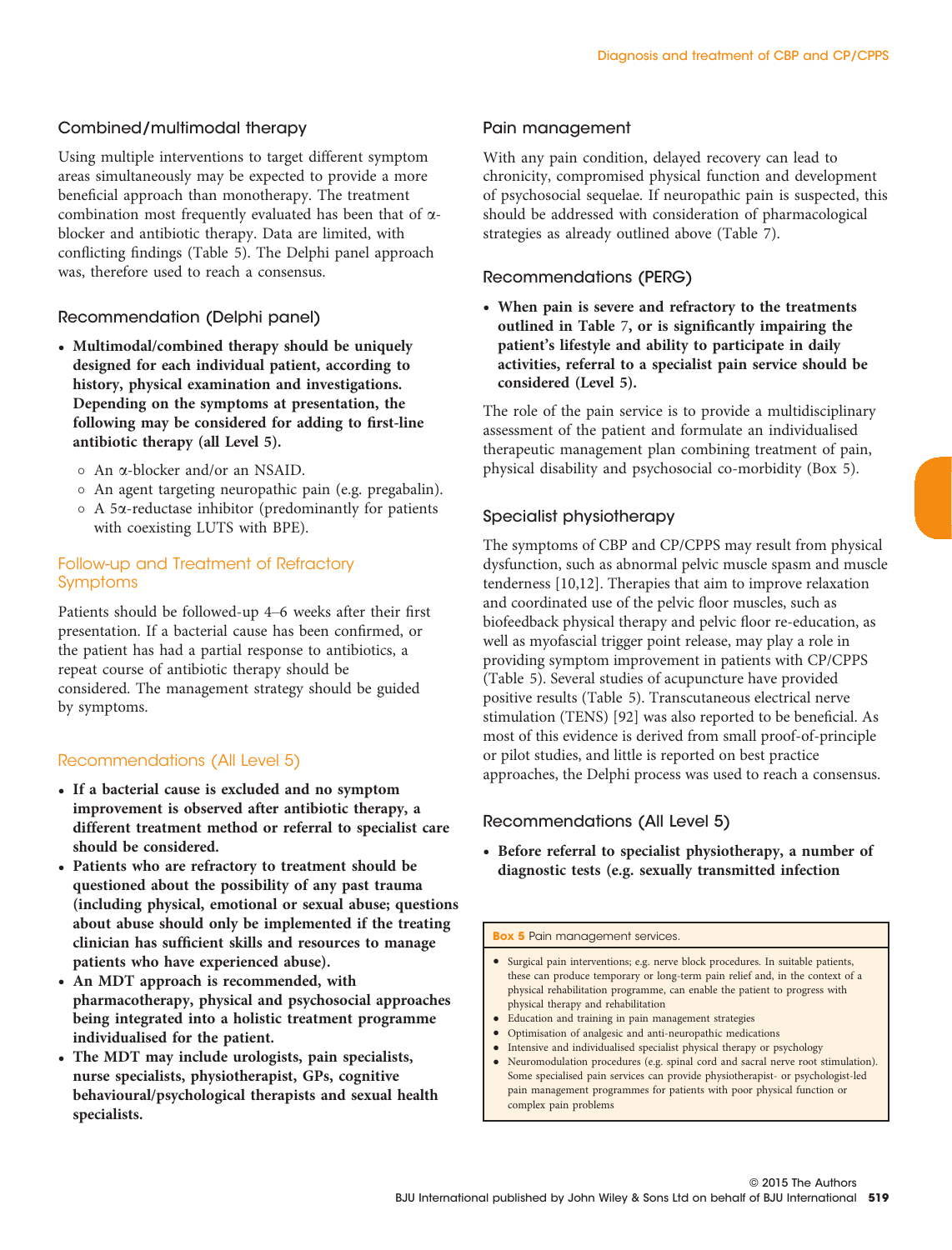### Combined/multimodal therapy

Using multiple interventions to target different symptom areas simultaneously may be expected to provide a more beneficial approach than monotherapy. The treatment combination most frequently evaluated has been that of α-blocker and antibiotic therapy. Data are limited, with conflicting findings (Table 5). The Delphi panel approach was, therefore used to reach a consensus.

### Recommendation (Delphi panel)

- **Multimodal/combined therapy should be uniquely designed for each individual patient, according to history, physical examination and investigations. Depending on the symptoms at presentation, the following may be considered for adding to first-line antibiotic therapy (all Level 5).**
  - An α-blocker and/or an NSAID.
  - An agent targeting neuropathic pain (e.g. pregabalin).
  - A 5α-reductase inhibitor (predominantly for patients with coexisting LUTS with BPE).

## Follow-up and Treatment of Refractory Symptoms

Patients should be followed-up 4–6 weeks after their first presentation. If a bacterial cause has been confirmed, or the patient has had a partial response to antibiotics, a repeat course of antibiotic therapy should be considered. The management strategy should be guided by symptoms.

### Recommendations (All Level 5)

- **If a bacterial cause is excluded and no symptom improvement is observed after antibiotic therapy, a different treatment method or referral to specialist care should be considered.**
- **Patients who are refractory to treatment should be questioned about the possibility of any past trauma (including physical, emotional or sexual abuse; questions about abuse should only be implemented if the treating clinician has sufficient skills and resources to manage patients who have experienced abuse).**
- **An MDT approach is recommended, with pharmacotherapy, physical and psychosocial approaches being integrated into a holistic treatment programme individualised for the patient.**
- **The MDT may include urologists, pain specialists, nurse specialists, physiotherapist, GPs, cognitive behavioural/psychological therapists and sexual health specialists.**

### Pain management

With any pain condition, delayed recovery can lead to chronicity, compromised physical function and development of psychosocial sequelae. If neuropathic pain is suspected, this should be addressed with consideration of pharmacological strategies as already outlined above (Table 7).

### Recommendations (PERG)

- **When pain is severe and refractory to the treatments outlined in Table 7, or is significantly impairing the patient's lifestyle and ability to participate in daily activities, referral to a specialist pain service should be considered (Level 5).**

The role of the pain service is to provide a multidisciplinary assessment of the patient and formulate an individualised therapeutic management plan combining treatment of pain, physical disability and psychosocial co-morbidity (Box 5).

### Specialist physiotherapy

The symptoms of CBP and CP/CPPS may result from physical dysfunction, such as abnormal pelvic muscle spasm and muscle tenderness [10,12]. Therapies that aim to improve relaxation and coordinated use of the pelvic floor muscles, such as biofeedback physical therapy and pelvic floor re-education, as well as myofascial trigger point release, may play a role in providing symptom improvement in patients with CP/CPPS (Table 5). Several studies of acupuncture have provided positive results (Table 5). Transcutaneous electrical nerve stimulation (TENS) [92] was also reported to be beneficial. As most of this evidence is derived from small proof-of-principle or pilot studies, and little is reported on best practice approaches, the Delphi process was used to reach a consensus.

### Recommendations (All Level 5)

- **Before referral to specialist physiotherapy, a number of diagnostic tests (e.g. sexually transmitted infection**

**Box 5** Pain management services.

- Surgical pain interventions; e.g. nerve block procedures. In suitable patients, these can produce temporary or long-term pain relief and, in the context of a physical rehabilitation programme, can enable the patient to progress with physical therapy and rehabilitation
- Education and training in pain management strategies
- Optimisation of analgesic and anti-neuropathic medications
- Intensive and individualised specialist physical therapy or psychology
- Neuromodulation procedures (e.g. spinal cord and sacral nerve root stimulation). Some specialised pain services can provide physiotherapist- or psychologist-led pain management programmes for patients with poor physical function or complex pain problems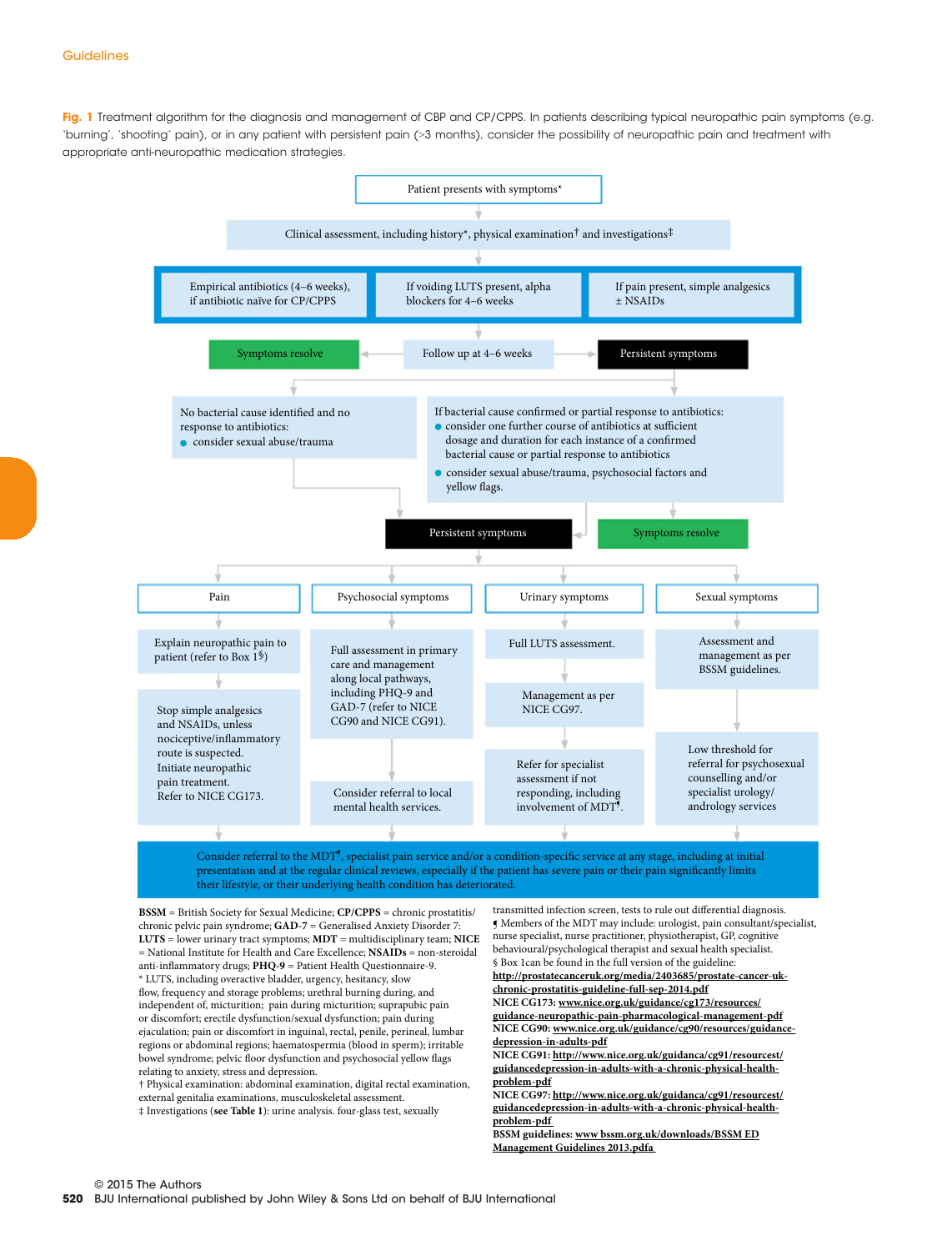Fig. 1 Treatment algorithm for the diagnosis and management of CBP and CP/CPPS. In patients describing typical neuropathic pain symptoms (e.g. 'burning', 'shooting' pain), or in any patient with persistent pain (>3 months), consider the possibility of neuropathic pain and treatment with appropriate anti-neuropathic medication strategies.

Patient presents with symptoms*

Clinical assessment, including history*, physical examination† and investigations‡

Empirical antibiotics (4–6 weeks), if antibiotic naïve for CP/CPPS

If voiding LUTS present, alpha blockers for 4–6 weeks

If pain present, simple analgesics ± NSAIDs

Symptoms resolve

Follow up at 4–6 weeks

Persistent symptoms

No bacterial cause identified and no response to antibiotics:
- consider sexual abuse/trauma

If bacterial cause confirmed or partial response to antibiotics:
- consider one further course of antibiotics at sufficient dosage and duration for each instance of a confirmed bacterial cause or partial response to antibiotics
- consider sexual abuse/trauma, psychosocial factors and yellow flags.

Persistent symptoms

Symptoms resolve

Pain

Explain neuropathic pain to patient (refer to Box 1§)

Stop simple analgesics and NSAIDs, unless nociceptive/inflammatory route is suspected. Initiate neuropathic pain treatment. Refer to NICE CG173.

Psychosocial symptoms

Full assessment in primary care and management along local pathways, including PHQ-9 and GAD-7 (refer to NICE CG90 and NICE CG91).

Consider referral to local mental health services.

Urinary symptoms

Full LUTS assessment.

Management as per NICE CG97.

Refer for specialist assessment if not responding, including involvement of MDT¶.

Sexual symptoms

Assessment and management as per BSSM guidelines.

Low threshold for referral for psychosexual counselling and/or specialist urology/andrology services

Consider referral to the MDT¶, specialist pain service and/or a condition-specific service at any stage, including at initial presentation and at the regular clinical reviews, especially if the patient has severe pain or their pain significantly limits their lifestyle, or their underlying health condition has deteriorated.

**BSSM** = British Society for Sexual Medicine; **CP/CPPS** = chronic prostatitis/chronic pelvic pain syndrome; **GAD-7** = Generalised Anxiety Disorder 7; **LUTS** = lower urinary tract symptoms; **MDT** = multidisciplinary team; **NICE** = National Institute for Health and Care Excellence; **NSAIDs** = non-steroidal anti-inflammatory drugs; **PHQ-9** = Patient Health Questionnaire-9.
\* LUTS, including overactive bladder, urgency, hesitancy, slow flow, frequency and storage problems; urethral burning during, and independent of, micturition; pain during micturition; suprapubic pain or discomfort; erectile dysfunction/sexual dysfunction; pain during ejaculation; pain or discomfort in inguinal, rectal, penile, perineal, lumbar regions or abdominal regions; haematospermia (blood in sperm); irritable bowel syndrome; pelvic floor dysfunction and psychosocial yellow flags relating to anxiety, stress and depression.
† Physical examination: abdominal examination, digital rectal examination, external genitalia examinations, musculoskeletal assessment.
‡ Investigations (**see Table 1**): urine analysis. four-glass test, sexually transmitted infection screen, tests to rule out differential diagnosis.
¶ Members of the MDT may include: urologist, pain consultant/specialist, nurse specialist, nurse practitioner, physiotherapist, GP, cognitive behavioural/psychological therapist and sexual health specialist.
§ Box 1can be found in the full version of the guideline: **http://prostatecanceruk.org/media/2403685/prostate-cancer-uk-chronic-prostatitis-guideline-full-sep-2014.pdf**
**NICE CG173: www.nice.org.uk/guidance/cg173/resources/guidance-neuropathic-pain-pharmacological-management-pdf**
**NICE CG90: www.nice.org.uk/guidance/cg90/resources/guidance-depression-in-adults-pdf**
**NICE CG91: http://www.nice.org.uk/guidanca/cg91/resourcest/guidancedepression-in-adults-with-a-chronic-physical-health-problem-pdf**
**NICE CG97: http://www.nice.org.uk/guidanca/cg91/resourcest/guidancedepression-in-adults-with-a-chronic-physical-health-problem-pdf**
**BSSM guidelines: www bssm.org.uk/downloads/BSSM ED Management Guidelines 2013.pdfa**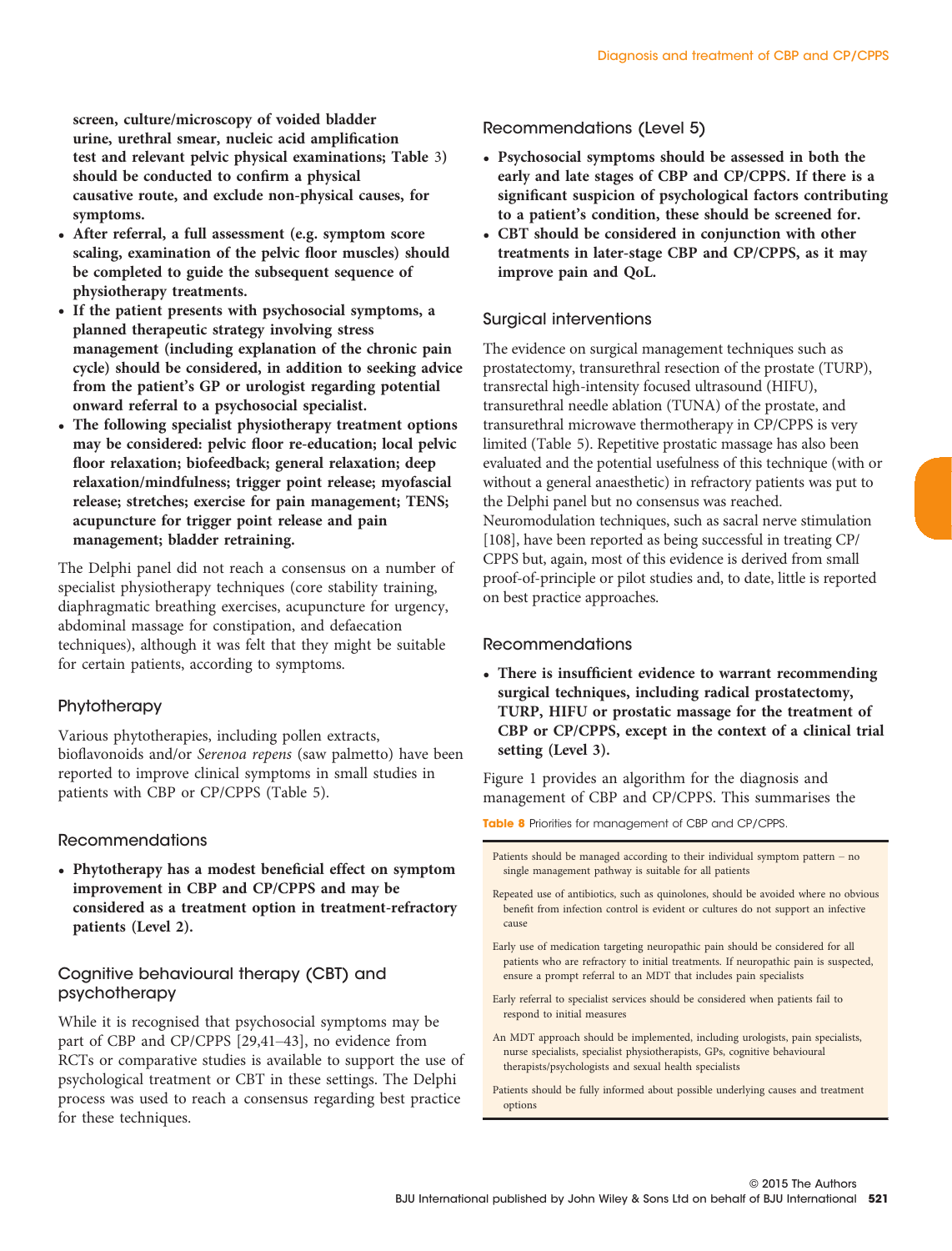- **screen, culture/microscopy of voided bladder urine, urethral smear, nucleic acid amplification test and relevant pelvic physical examinations; Table 3) should be conducted to confirm a physical causative route, and exclude non-physical causes, for symptoms.**
- **After referral, a full assessment (e.g. symptom score scaling, examination of the pelvic floor muscles) should be completed to guide the subsequent sequence of physiotherapy treatments.**
- **If the patient presents with psychosocial symptoms, a planned therapeutic strategy involving stress management (including explanation of the chronic pain cycle) should be considered, in addition to seeking advice from the patient's GP or urologist regarding potential onward referral to a psychosocial specialist.**
- **The following specialist physiotherapy treatment options may be considered: pelvic floor re-education; local pelvic floor relaxation; biofeedback; general relaxation; deep relaxation/mindfulness; trigger point release; myofascial release; stretches; exercise for pain management; TENS; acupuncture for trigger point release and pain management; bladder retraining.**

The Delphi panel did not reach a consensus on a number of specialist physiotherapy techniques (core stability training, diaphragmatic breathing exercises, acupuncture for urgency, abdominal massage for constipation, and defaecation techniques), although it was felt that they might be suitable for certain patients, according to symptoms.

### Phytotherapy

Various phytotherapies, including pollen extracts, bioflavonoids and/or *Serenoa repens* (saw palmetto) have been reported to improve clinical symptoms in small studies in patients with CBP or CP/CPPS (Table 5).

### Recommendations

- **Phytotherapy has a modest beneficial effect on symptom improvement in CBP and CP/CPPS and may be considered as a treatment option in treatment-refractory patients (Level 2).**

### Cognitive behavioural therapy (CBT) and psychotherapy

While it is recognised that psychosocial symptoms may be part of CBP and CP/CPPS [29,41–43], no evidence from RCTs or comparative studies is available to support the use of psychological treatment or CBT in these settings. The Delphi process was used to reach a consensus regarding best practice for these techniques.

### Recommendations (Level 5)

- **Psychosocial symptoms should be assessed in both the early and late stages of CBP and CP/CPPS. If there is a significant suspicion of psychological factors contributing to a patient's condition, these should be screened for.**
- **CBT should be considered in conjunction with other treatments in later-stage CBP and CP/CPPS, as it may improve pain and QoL.**

### Surgical interventions

The evidence on surgical management techniques such as prostatectomy, transurethral resection of the prostate (TURP), transrectal high-intensity focused ultrasound (HIFU), transurethral needle ablation (TUNA) of the prostate, and transurethral microwave thermotherapy in CP/CPPS is very limited (Table 5). Repetitive prostatic massage has also been evaluated and the potential usefulness of this technique (with or without a general anaesthetic) in refractory patients was put to the Delphi panel but no consensus was reached. Neuromodulation techniques, such as sacral nerve stimulation [108], have been reported as being successful in treating CP/CPPS but, again, most of this evidence is derived from small proof-of-principle or pilot studies and, to date, little is reported on best practice approaches.

### Recommendations

- **There is insufficient evidence to warrant recommending surgical techniques, including radical prostatectomy, TURP, HIFU or prostatic massage for the treatment of CBP or CP/CPPS, except in the context of a clinical trial setting (Level 3).**

Figure 1 provides an algorithm for the diagnosis and management of CBP and CP/CPPS. This summarises the

**Table 8** Priorities for management of CBP and CP/CPPS.

| |
|---|
| Patients should be managed according to their individual symptom pattern – no single management pathway is suitable for all patients |
| Repeated use of antibiotics, such as quinolones, should be avoided where no obvious benefit from infection control is evident or cultures do not support an infective cause |
| Early use of medication targeting neuropathic pain should be considered for all patients who are refractory to initial treatments. If neuropathic pain is suspected, ensure a prompt referral to an MDT that includes pain specialists |
| Early referral to specialist services should be considered when patients fail to respond to initial measures |
| An MDT approach should be implemented, including urologists, pain specialists, nurse specialists, specialist physiotherapists, GPs, cognitive behavioural therapists/psychologists and sexual health specialists |
| Patients should be fully informed about possible underlying causes and treatment options |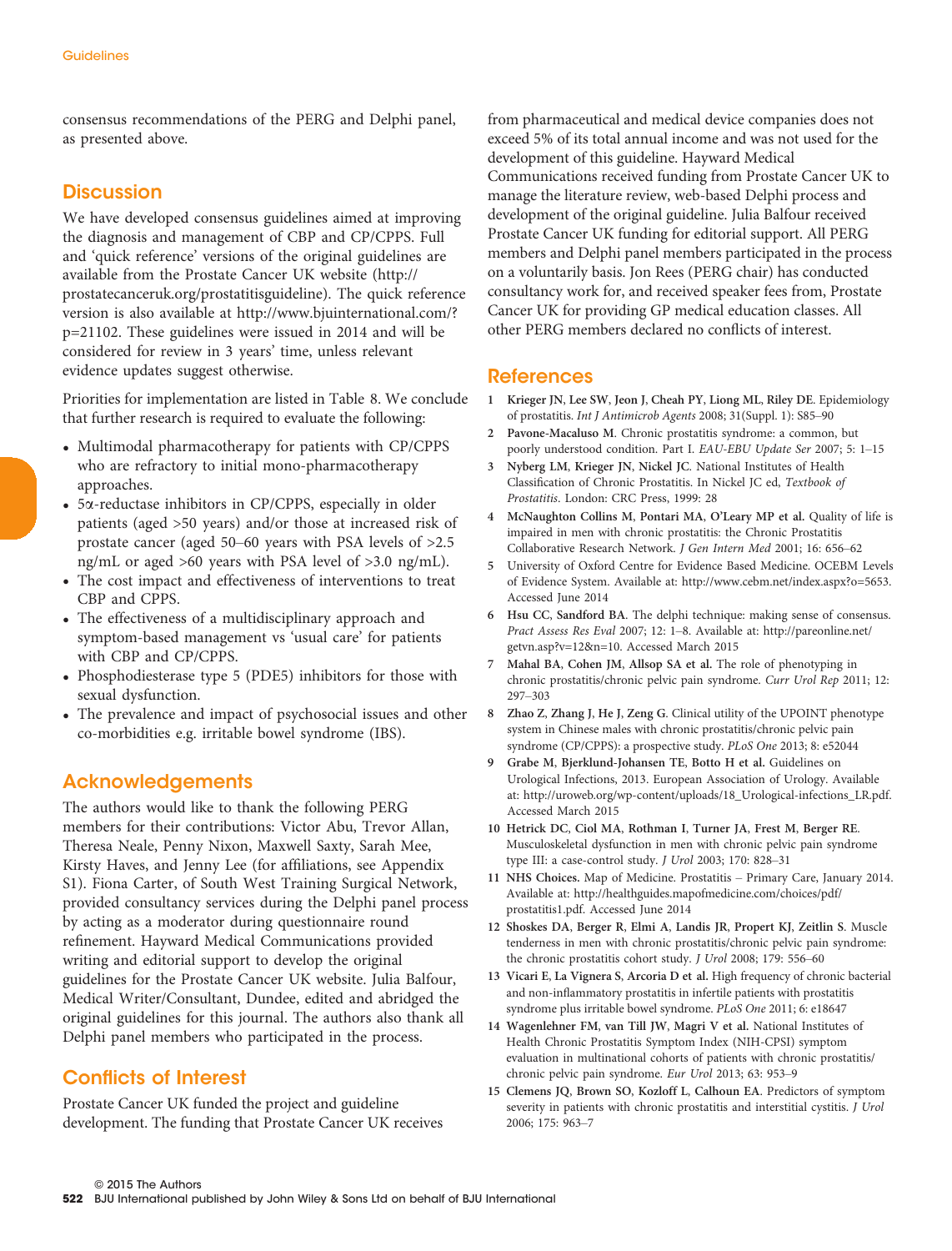consensus recommendations of the PERG and Delphi panel, as presented above.

## Discussion

We have developed consensus guidelines aimed at improving the diagnosis and management of CBP and CP/CPPS. Full and 'quick reference' versions of the original guidelines are available from the Prostate Cancer UK website (http://prostatecanceruk.org/prostatitisguideline). The quick reference version is also available at http://www.bjuinternational.com/?p=21102. These guidelines were issued in 2014 and will be considered for review in 3 years' time, unless relevant evidence updates suggest otherwise.

Priorities for implementation are listed in Table 8. We conclude that further research is required to evaluate the following:

- Multimodal pharmacotherapy for patients with CP/CPPS who are refractory to initial mono-pharmacotherapy approaches.
- 5α-reductase inhibitors in CP/CPPS, especially in older patients (aged >50 years) and/or those at increased risk of prostate cancer (aged 50–60 years with PSA levels of >2.5 ng/mL or aged >60 years with PSA level of >3.0 ng/mL).
- The cost impact and effectiveness of interventions to treat CBP and CPPS.
- The effectiveness of a multidisciplinary approach and symptom-based management vs 'usual care' for patients with CBP and CP/CPPS.
- Phosphodiesterase type 5 (PDE5) inhibitors for those with sexual dysfunction.
- The prevalence and impact of psychosocial issues and other co-morbidities e.g. irritable bowel syndrome (IBS).

## Acknowledgements

The authors would like to thank the following PERG members for their contributions: Victor Abu, Trevor Allan, Theresa Neale, Penny Nixon, Maxwell Saxty, Sarah Mee, Kirsty Haves, and Jenny Lee (for affiliations, see Appendix S1). Fiona Carter, of South West Training Surgical Network, provided consultancy services during the Delphi panel process by acting as a moderator during questionnaire round refinement. Hayward Medical Communications provided writing and editorial support to develop the original guidelines for the Prostate Cancer UK website. Julia Balfour, Medical Writer/Consultant, Dundee, edited and abridged the original guidelines for this journal. The authors also thank all Delphi panel members who participated in the process.

## Conflicts of Interest

Prostate Cancer UK funded the project and guideline development. The funding that Prostate Cancer UK receives from pharmaceutical and medical device companies does not exceed 5% of its total annual income and was not used for the development of this guideline. Hayward Medical Communications received funding from Prostate Cancer UK to manage the literature review, web-based Delphi process and development of the original guideline. Julia Balfour received Prostate Cancer UK funding for editorial support. All PERG members and Delphi panel members participated in the process on a voluntarily basis. Jon Rees (PERG chair) has conducted consultancy work for, and received speaker fees from, Prostate Cancer UK for providing GP medical education classes. All other PERG members declared no conflicts of interest.

## References

1. **Krieger JN, Lee SW, Jeon J, Cheah PY, Liong ML, Riley DE.** Epidemiology of prostatitis. *Int J Antimicrob Agents* 2008; 31(Suppl. 1): S85–90
2. **Pavone-Macaluso M.** Chronic prostatitis syndrome: a common, but poorly understood condition. Part I. *EAU-EBU Update Ser* 2007; 5: 1–15
3. **Nyberg LM, Krieger JN, Nickel JC.** National Institutes of Health Classification of Chronic Prostatitis. In Nickel JC ed, *Textbook of Prostatitis*. London: CRC Press, 1999: 28
4. **McNaughton Collins M, Pontari MA, O'Leary MP et al.** Quality of life is impaired in men with chronic prostatitis: the Chronic Prostatitis Collaborative Research Network. *J Gen Intern Med* 2001; 16: 656–62
5. University of Oxford Centre for Evidence Based Medicine. OCEBM Levels of Evidence System. Available at: http://www.cebm.net/index.aspx?o=5653. Accessed June 2014
6. **Hsu CC, Sandford BA.** The delphi technique: making sense of consensus. *Pract Assess Res Eval* 2007; 12: 1–8. Available at: http://pareonline.net/getvn.asp?v=12&n=10. Accessed March 2015
7. **Mahal BA, Cohen JM, Allsop SA et al.** The role of phenotyping in chronic prostatitis/chronic pelvic pain syndrome. *Curr Urol Rep* 2011; 12: 297–303
8. **Zhao Z, Zhang J, He J, Zeng G.** Clinical utility of the UPOINT phenotype system in Chinese males with chronic prostatitis/chronic pelvic pain syndrome (CP/CPPS): a prospective study. *PLoS One* 2013; 8: e52044
9. **Grabe M, Bjerklund-Johansen TE, Botto H et al.** Guidelines on Urological Infections, 2013. European Association of Urology. Available at: http://uroweb.org/wp-content/uploads/18_Urological-infections_LR.pdf. Accessed March 2015
10. **Hetrick DC, Ciol MA, Rothman I, Turner JA, Frest M, Berger RE.** Musculoskeletal dysfunction in men with chronic pelvic pain syndrome type III: a case-control study. *J Urol* 2003; 170: 828–31
11. **NHS Choices.** Map of Medicine. Prostatitis – Primary Care, January 2014. Available at: http://healthguides.mapofmedicine.com/choices/pdf/prostatitis1.pdf. Accessed June 2014
12. **Shoskes DA, Berger R, Elmi A, Landis JR, Propert KJ, Zeitlin S.** Muscle tenderness in men with chronic prostatitis/chronic pelvic pain syndrome: the chronic prostatitis cohort study. *J Urol* 2008; 179: 556–60
13. **Vicari E, La Vignera S, Arcoria D et al.** High frequency of chronic bacterial and non-inflammatory prostatitis in infertile patients with prostatitis syndrome plus irritable bowel syndrome. *PLoS One* 2011; 6: e18647
14. **Wagenlehner FM, van Till JW, Magri V et al.** National Institutes of Health Chronic Prostatitis Symptom Index (NIH-CPSI) symptom evaluation in multinational cohorts of patients with chronic prostatitis/chronic pelvic pain syndrome. *Eur Urol* 2013; 63: 953–9
15. **Clemens JQ, Brown SO, Kozloff L, Calhoun EA.** Predictors of symptom severity in patients with chronic prostatitis and interstitial cystitis. *J Urol* 2006; 175: 963–7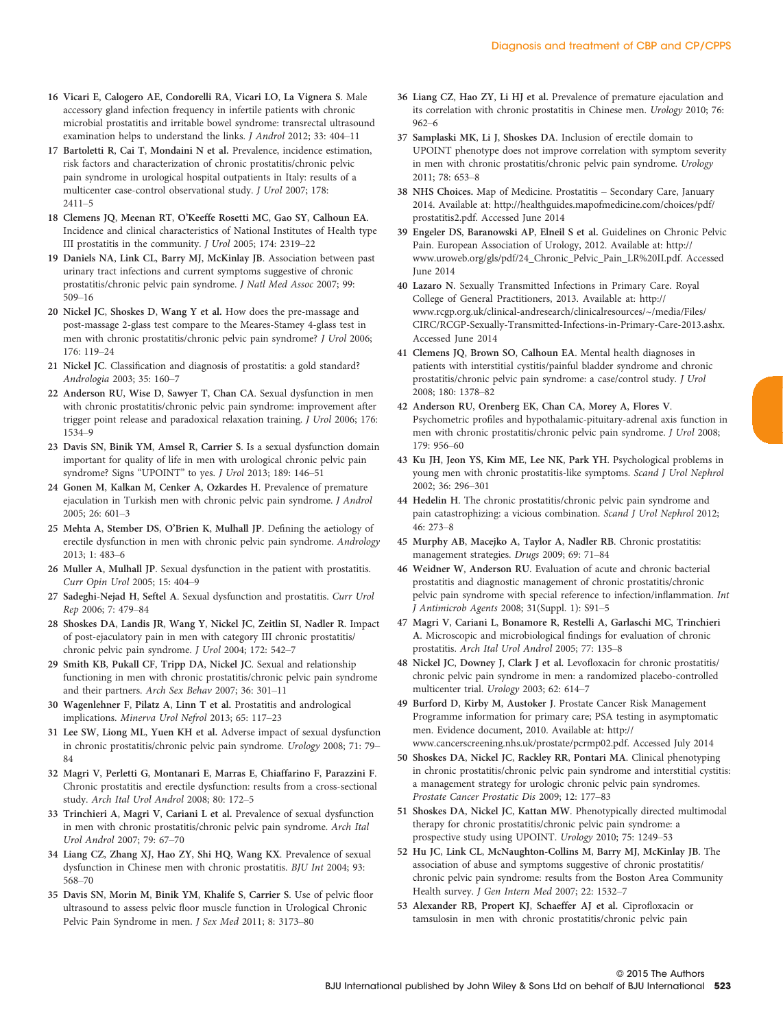16 **Vicari E, Calogero AE, Condorelli RA, Vicari LO, La Vignera S**. Male accessory gland infection frequency in infertile patients with chronic microbial prostatitis and irritable bowel syndrome: transrectal ultrasound examination helps to understand the links. *J Androl* 2012; 33: 404–11

17 **Bartoletti R, Cai T, Mondaini N et al.** Prevalence, incidence estimation, risk factors and characterization of chronic prostatitis/chronic pelvic pain syndrome in urological hospital outpatients in Italy: results of a multicenter case-control observational study. *J Urol* 2007; 178: 2411–5

18 **Clemens JQ, Meenan RT, O'Keeffe Rosetti MC, Gao SY, Calhoun EA**. Incidence and clinical characteristics of National Institutes of Health type III prostatitis in the community. *J Urol* 2005; 174: 2319–22

19 **Daniels NA, Link CL, Barry MJ, McKinlay JB**. Association between past urinary tract infections and current symptoms suggestive of chronic prostatitis/chronic pelvic pain syndrome. *J Natl Med Assoc* 2007; 99: 509–16

20 **Nickel JC, Shoskes D, Wang Y et al.** How does the pre-massage and post-massage 2-glass test compare to the Meares-Stamey 4-glass test in men with chronic prostatitis/chronic pelvic pain syndrome? *J Urol* 2006; 176: 119–24

21 **Nickel JC**. Classification and diagnosis of prostatitis: a gold standard? *Andrologia* 2003; 35: 160–7

22 **Anderson RU, Wise D, Sawyer T, Chan CA**. Sexual dysfunction in men with chronic prostatitis/chronic pelvic pain syndrome: improvement after trigger point release and paradoxical relaxation training. *J Urol* 2006; 176: 1534–9

23 **Davis SN, Binik YM, Amsel R, Carrier S**. Is a sexual dysfunction domain important for quality of life in men with urological chronic pelvic pain syndrome? Signs "UPOINT" to yes. *J Urol* 2013; 189: 146–51

24 **Gonen M, Kalkan M, Cenker A, Ozkardes H**. Prevalence of premature ejaculation in Turkish men with chronic pelvic pain syndrome. *J Androl* 2005; 26: 601–3

25 **Mehta A, Stember DS, O'Brien K, Mulhall JP**. Defining the aetiology of erectile dysfunction in men with chronic pelvic pain syndrome. *Andrology* 2013; 1: 483–6

26 **Muller A, Mulhall JP**. Sexual dysfunction in the patient with prostatitis. *Curr Opin Urol* 2005; 15: 404–9

27 **Sadeghi-Nejad H, Seftel A**. Sexual dysfunction and prostatitis. *Curr Urol Rep* 2006; 7: 479–84

28 **Shoskes DA, Landis JR, Wang Y, Nickel JC, Zeitlin SI, Nadler R**. Impact of post-ejaculatory pain in men with category III chronic prostatitis/chronic pelvic pain syndrome. *J Urol* 2004; 172: 542–7

29 **Smith KB, Pukall CF, Tripp DA, Nickel JC**. Sexual and relationship functioning in men with chronic prostatitis/chronic pelvic pain syndrome and their partners. *Arch Sex Behav* 2007; 36: 301–11

30 **Wagenlehner F, Pilatz A, Linn T et al.** Prostatitis and andrological implications. *Minerva Urol Nefrol* 2013; 65: 117–23

31 **Lee SW, Liong ML, Yuen KH et al.** Adverse impact of sexual dysfunction in chronic prostatitis/chronic pelvic pain syndrome. *Urology* 2008; 71: 79–84

32 **Magri V, Perletti G, Montanari E, Marras E, Chiaffarino F, Parazzini F**. Chronic prostatitis and erectile dysfunction: results from a cross-sectional study. *Arch Ital Urol Androl* 2008; 80: 172–5

33 **Trinchieri A, Magri V, Cariani L et al.** Prevalence of sexual dysfunction in men with chronic prostatitis/chronic pelvic pain syndrome. *Arch Ital Urol Androl* 2007; 79: 67–70

34 **Liang CZ, Zhang XJ, Hao ZY, Shi HQ, Wang KX**. Prevalence of sexual dysfunction in Chinese men with chronic prostatitis. *BJU Int* 2004; 93: 568–70

35 **Davis SN, Morin M, Binik YM, Khalife S, Carrier S**. Use of pelvic floor ultrasound to assess pelvic floor muscle function in Urological Chronic Pelvic Pain Syndrome in men. *J Sex Med* 2011; 8: 3173–80

36 **Liang CZ, Hao ZY, Li HJ et al.** Prevalence of premature ejaculation and its correlation with chronic prostatitis in Chinese men. *Urology* 2010; 76: 962–6

37 **Samplaski MK, Li J, Shoskes DA**. Inclusion of erectile domain to UPOINT phenotype does not improve correlation with symptom severity in men with chronic prostatitis/chronic pelvic pain syndrome. *Urology* 2011; 78: 653–8

38 **NHS Choices.** Map of Medicine. Prostatitis – Secondary Care, January 2014. Available at: http://healthguides.mapofmedicine.com/choices/pdf/prostatitis2.pdf. Accessed June 2014

39 **Engeler DS, Baranowski AP, Elneil S et al.** Guidelines on Chronic Pelvic Pain. European Association of Urology, 2012. Available at: http://www.uroweb.org/gls/pdf/24_Chronic_Pelvic_Pain_LR%20II.pdf. Accessed June 2014

40 **Lazaro N**. Sexually Transmitted Infections in Primary Care. Royal College of General Practitioners, 2013. Available at: http://www.rcgp.org.uk/clinical-andresearch/clinicalresources/~/media/Files/CIRC/RCGP-Sexually-Transmitted-Infections-in-Primary-Care-2013.ashx. Accessed June 2014

41 **Clemens JQ, Brown SO, Calhoun EA**. Mental health diagnoses in patients with interstitial cystitis/painful bladder syndrome and chronic prostatitis/chronic pelvic pain syndrome: a case/control study. *J Urol* 2008; 180: 1378–82

42 **Anderson RU, Orenberg EK, Chan CA, Morey A, Flores V**. Psychometric profiles and hypothalamic-pituitary-adrenal axis function in men with chronic prostatitis/chronic pelvic pain syndrome. *J Urol* 2008; 179: 956–60

43 **Ku JH, Jeon YS, Kim ME, Lee NK, Park YH**. Psychological problems in young men with chronic prostatitis-like symptoms. *Scand J Urol Nephrol* 2002; 36: 296–301

44 **Hedelin H**. The chronic prostatitis/chronic pelvic pain syndrome and pain catastrophizing: a vicious combination. *Scand J Urol Nephrol* 2012; 46: 273–8

45 **Murphy AB, Macejko A, Taylor A, Nadler RB**. Chronic prostatitis: management strategies. *Drugs* 2009; 69: 71–84

46 **Weidner W, Anderson RU**. Evaluation of acute and chronic bacterial prostatitis and diagnostic management of chronic prostatitis/chronic pelvic pain syndrome with special reference to infection/inflammation. *Int J Antimicrob Agents* 2008; 31(Suppl. 1): S91–5

47 **Magri V, Cariani L, Bonamore R, Restelli A, Garlaschi MC, Trinchieri A**. Microscopic and microbiological findings for evaluation of chronic prostatitis. *Arch Ital Urol Androl* 2005; 77: 135–8

48 **Nickel JC, Downey J, Clark J et al.** Levofloxacin for chronic prostatitis/chronic pelvic pain syndrome in men: a randomized placebo-controlled multicenter trial. *Urology* 2003; 62: 614–7

49 **Burford D, Kirby M, Austoker J**. Prostate Cancer Risk Management Programme information for primary care; PSA testing in asymptomatic men. Evidence document, 2010. Available at: http://www.cancerscreening.nhs.uk/prostate/pcrmp02.pdf. Accessed July 2014

50 **Shoskes DA, Nickel JC, Rackley RR, Pontari MA**. Clinical phenotyping in chronic prostatitis/chronic pelvic pain syndrome and interstitial cystitis: a management strategy for urologic chronic pelvic pain syndromes. *Prostate Cancer Prostatic Dis* 2009; 12: 177–83

51 **Shoskes DA, Nickel JC, Kattan MW**. Phenotypically directed multimodal therapy for chronic prostatitis/chronic pelvic pain syndrome: a prospective study using UPOINT. *Urology* 2010; 75: 1249–53

52 **Hu JC, Link CL, McNaughton-Collins M, Barry MJ, McKinlay JB**. The association of abuse and symptoms suggestive of chronic prostatitis/chronic pelvic pain syndrome: results from the Boston Area Community Health survey. *J Gen Intern Med* 2007; 22: 1532–7

53 **Alexander RB, Propert KJ, Schaeffer AJ et al.** Ciprofloxacin or tamsulosin in men with chronic prostatitis/chronic pelvic pain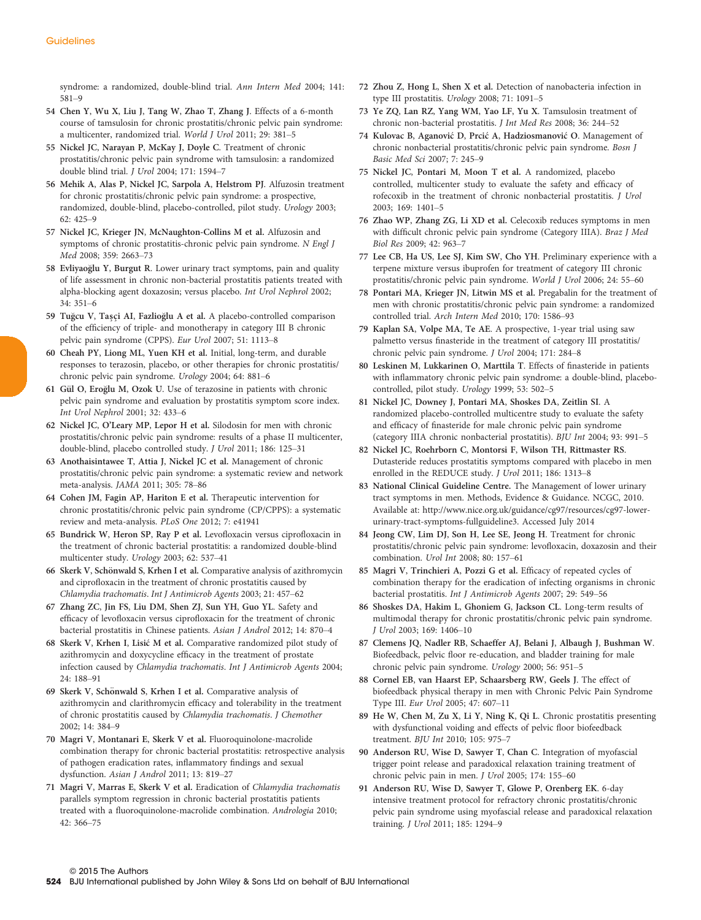syndrome: a randomized, double-blind trial. *Ann Intern Med* 2004; 141: 581–9

54 **Chen Y, Wu X, Liu J, Tang W, Zhao T, Zhang J.** Effects of a 6-month course of tamsulosin for chronic prostatitis/chronic pelvic pain syndrome: a multicenter, randomized trial. *World J Urol* 2011; 29: 381–5

55 **Nickel JC, Narayan P, McKay J, Doyle C.** Treatment of chronic prostatitis/chronic pelvic pain syndrome with tamsulosin: a randomized double blind trial. *J Urol* 2004; 171: 1594–7

56 **Mehik A, Alas P, Nickel JC, Sarpola A, Helstrom PJ.** Alfuzosin treatment for chronic prostatitis/chronic pelvic pain syndrome: a prospective, randomized, double-blind, placebo-controlled, pilot study. *Urology* 2003; 62: 425–9

57 **Nickel JC, Krieger JN, McNaughton-Collins M et al.** Alfuzosin and symptoms of chronic prostatitis-chronic pelvic pain syndrome. *N Engl J Med* 2008; 359: 2663–73

58 **Evliyaoğlu Y, Burgut R.** Lower urinary tract symptoms, pain and quality of life assessment in chronic non-bacterial prostatitis patients treated with alpha-blocking agent doxazosin; versus placebo. *Int Urol Nephrol* 2002; 34: 351–6

59 **Tuğcu V, Taşçi AI, Fazlioğlu A et al.** A placebo-controlled comparison of the efficiency of triple- and monotherapy in category III B chronic pelvic pain syndrome (CPPS). *Eur Urol* 2007; 51: 1113–8

60 **Cheah PY, Liong ML, Yuen KH et al.** Initial, long-term, and durable responses to terazosin, placebo, or other therapies for chronic prostatitis/chronic pelvic pain syndrome. *Urology* 2004; 64: 881–6

61 **Gül O, Eroğlu M, Ozok U.** Use of terazosine in patients with chronic pelvic pain syndrome and evaluation by prostatitis symptom score index. *Int Urol Nephrol* 2001; 32: 433–6

62 **Nickel JC, O'Leary MP, Lepor H et al.** Silodosin for men with chronic prostatitis/chronic pelvic pain syndrome: results of a phase II multicenter, double-blind, placebo controlled study. *J Urol* 2011; 186: 125–31

63 **Anothaisintawee T, Attia J, Nickel JC et al.** Management of chronic prostatitis/chronic pelvic pain syndrome: a systematic review and network meta-analysis. *JAMA* 2011; 305: 78–86

64 **Cohen JM, Fagin AP, Hariton E et al.** Therapeutic intervention for chronic prostatitis/chronic pelvic pain syndrome (CP/CPPS): a systematic review and meta-analysis. *PLoS One* 2012; 7: e41941

65 **Bundrick W, Heron SP, Ray P et al.** Levofloxacin versus ciprofloxacin in the treatment of chronic bacterial prostatitis: a randomized double-blind multicenter study. *Urology* 2003; 62: 537–41

66 **Skerk V, Schönwald S, Krhen I et al.** Comparative analysis of azithromycin and ciprofloxacin in the treatment of chronic prostatitis caused by *Chlamydia trachomatis*. *Int J Antimicrob Agents* 2003; 21: 457–62

67 **Zhang ZC, Jin FS, Liu DM, Shen ZJ, Sun YH, Guo YL.** Safety and efficacy of levofloxacin versus ciprofloxacin for the treatment of chronic bacterial prostatitis in Chinese patients. *Asian J Androl* 2012; 14: 870–4

68 **Skerk V, Krhen I, Lisić M et al.** Comparative randomized pilot study of azithromycin and doxycycline efficacy in the treatment of prostate infection caused by *Chlamydia trachomatis*. *Int J Antimicrob Agents* 2004; 24: 188–91

69 **Skerk V, Schönwald S, Krhen I et al.** Comparative analysis of azithromycin and clarithromycin efficacy and tolerability in the treatment of chronic prostatitis caused by *Chlamydia trachomatis*. *J Chemother* 2002; 14: 384–9

70 **Magri V, Montanari E, Skerk V et al.** Fluoroquinolone-macrolide combination therapy for chronic bacterial prostatitis: retrospective analysis of pathogen eradication rates, inflammatory findings and sexual dysfunction. *Asian J Androl* 2011; 13: 819–27

71 **Magri V, Marras E, Skerk V et al.** Eradication of *Chlamydia trachomatis* parallels symptom regression in chronic bacterial prostatitis patients treated with a fluoroquinolone-macrolide combination. *Andrologia* 2010; 42: 366–75

72 **Zhou Z, Hong L, Shen X et al.** Detection of nanobacteria infection in type III prostatitis. *Urology* 2008; 71: 1091–5

73 **Ye ZQ, Lan RZ, Yang WM, Yao LF, Yu X.** Tamsulosin treatment of chronic non-bacterial prostatitis. *J Int Med Res* 2008; 36: 244–52

74 **Kulovac B, Aganović D, Prcić A, Hadziosmanović O.** Management of chronic nonbacterial prostatitis/chronic pelvic pain syndrome. *Bosn J Basic Med Sci* 2007; 7: 245–9

75 **Nickel JC, Pontari M, Moon T et al.** A randomized, placebo controlled, multicenter study to evaluate the safety and efficacy of rofecoxib in the treatment of chronic nonbacterial prostatitis. *J Urol* 2003; 169: 1401–5

76 **Zhao WP, Zhang ZG, Li XD et al.** Celecoxib reduces symptoms in men with difficult chronic pelvic pain syndrome (Category IIIA). *Braz J Med Biol Res* 2009; 42: 963–7

77 **Lee CB, Ha US, Lee SJ, Kim SW, Cho YH.** Preliminary experience with a terpene mixture versus ibuprofen for treatment of category III chronic prostatitis/chronic pelvic pain syndrome. *World J Urol* 2006; 24: 55–60

78 **Pontari MA, Krieger JN, Litwin MS et al.** Pregabalin for the treatment of men with chronic prostatitis/chronic pelvic pain syndrome: a randomized controlled trial. *Arch Intern Med* 2010; 170: 1586–93

79 **Kaplan SA, Volpe MA, Te AE.** A prospective, 1-year trial using saw palmetto versus finasteride in the treatment of category III prostatitis/chronic pelvic pain syndrome. *J Urol* 2004; 171: 284–8

80 **Leskinen M, Lukkarinen O, Marttila T.** Effects of finasteride in patients with inflammatory chronic pelvic pain syndrome: a double-blind, placebo-controlled, pilot study. *Urology* 1999; 53: 502–5

81 **Nickel JC, Downey J, Pontari MA, Shoskes DA, Zeitlin SI.** A randomized placebo-controlled multicentre study to evaluate the safety and efficacy of finasteride for male chronic pelvic pain syndrome (category IIIA chronic nonbacterial prostatitis). *BJU Int* 2004; 93: 991–5

82 **Nickel JC, Roehrborn C, Montorsi F, Wilson TH, Rittmaster RS.** Dutasteride reduces prostatitis symptoms compared with placebo in men enrolled in the REDUCE study. *J Urol* 2011; 186: 1313–8

83 **National Clinical Guideline Centre.** The Management of lower urinary tract symptoms in men. Methods, Evidence & Guidance. NCGC, 2010. Available at: http://www.nice.org.uk/guidance/cg97/resources/cg97-lower-urinary-tract-symptoms-fullguideline3. Accessed July 2014

84 **Jeong CW, Lim DJ, Son H, Lee SE, Jeong H.** Treatment for chronic prostatitis/chronic pelvic pain syndrome: levofloxacin, doxazosin and their combination. *Urol Int* 2008; 80: 157–61

85 **Magri V, Trinchieri A, Pozzi G et al.** Efficacy of repeated cycles of combination therapy for the eradication of infecting organisms in chronic bacterial prostatitis. *Int J Antimicrob Agents* 2007; 29: 549–56

86 **Shoskes DA, Hakim L, Ghoniem G, Jackson CL.** Long-term results of multimodal therapy for chronic prostatitis/chronic pelvic pain syndrome. *J Urol* 2003; 169: 1406–10

87 **Clemens JQ, Nadler RB, Schaeffer AJ, Belani J, Albaugh J, Bushman W.** Biofeedback, pelvic floor re-education, and bladder training for male chronic pelvic pain syndrome. *Urology* 2000; 56: 951–5

88 **Cornel EB, van Haarst EP, Schaarsberg RW, Geels J.** The effect of biofeedback physical therapy in men with Chronic Pelvic Pain Syndrome Type III. *Eur Urol* 2005; 47: 607–11

89 **He W, Chen M, Zu X, Li Y, Ning K, Qi L.** Chronic prostatitis presenting with dysfunctional voiding and effects of pelvic floor biofeedback treatment. *BJU Int* 2010; 105: 975–7

90 **Anderson RU, Wise D, Sawyer T, Chan C.** Integration of myofascial trigger point release and paradoxical relaxation training treatment of chronic pelvic pain in men. *J Urol* 2005; 174: 155–60

91 **Anderson RU, Wise D, Sawyer T, Glowe P, Orenberg EK.** 6-day intensive treatment protocol for refractory chronic prostatitis/chronic pelvic pain syndrome using myofascial release and paradoxical relaxation training. *J Urol* 2011; 185: 1294–9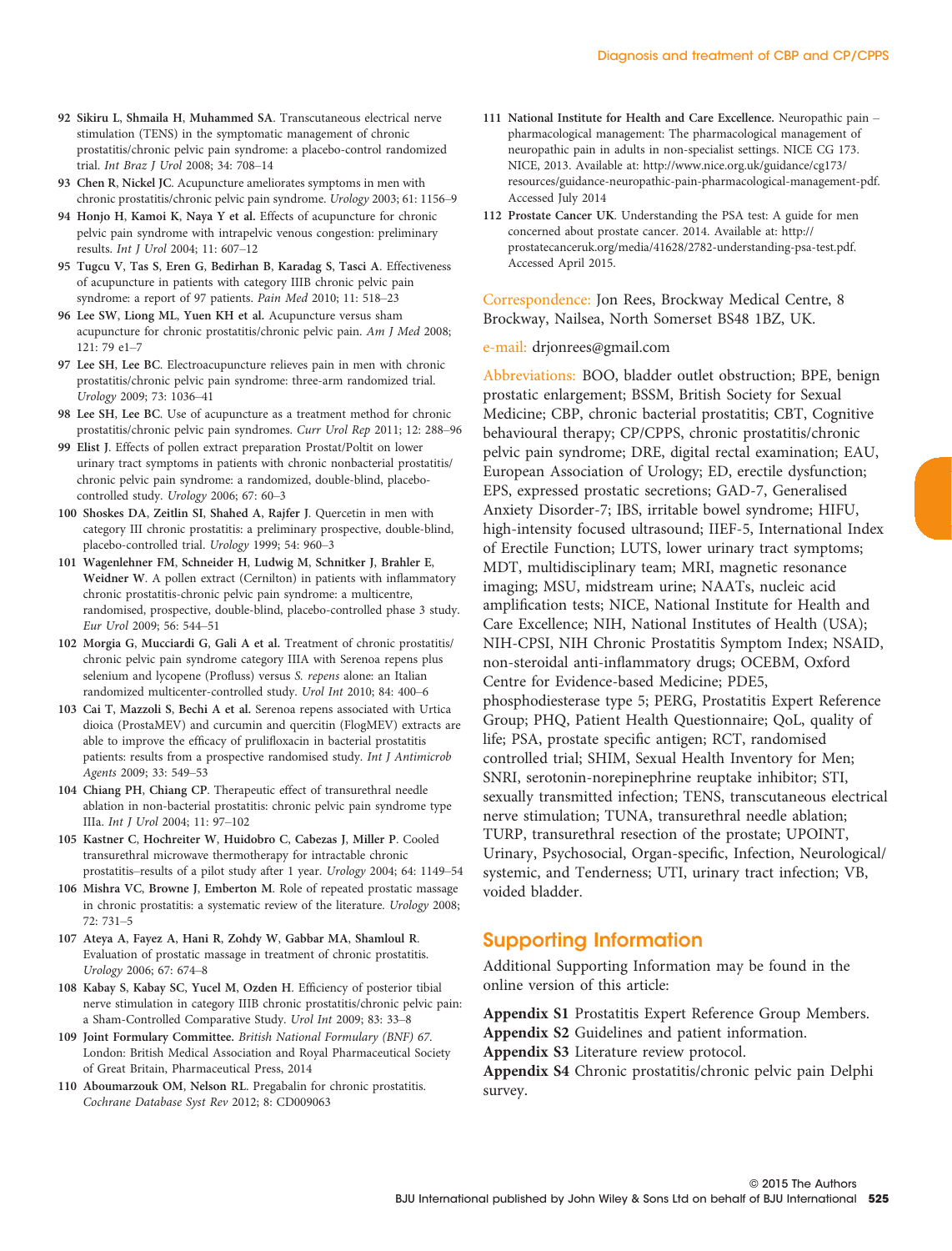92 **Sikiru L, Shmaila H, Muhammed SA**. Transcutaneous electrical nerve stimulation (TENS) in the symptomatic management of chronic prostatitis/chronic pelvic pain syndrome: a placebo-control randomized trial. *Int Braz J Urol* 2008; 34: 708–14

93 **Chen R, Nickel JC**. Acupuncture ameliorates symptoms in men with chronic prostatitis/chronic pelvic pain syndrome. *Urology* 2003; 61: 1156–9

94 **Honjo H, Kamoi K, Naya Y et al.** Effects of acupuncture for chronic pelvic pain syndrome with intrapelvic venous congestion: preliminary results. *Int J Urol* 2004; 11: 607–12

95 **Tugcu V, Tas S, Eren G, Bedirhan B, Karadag S, Tasci A**. Effectiveness of acupuncture in patients with category IIIB chronic pelvic pain syndrome: a report of 97 patients. *Pain Med* 2010; 11: 518–23

96 **Lee SW, Liong ML, Yuen KH et al.** Acupuncture versus sham acupuncture for chronic prostatitis/chronic pelvic pain. *Am J Med* 2008; 121: 79 e1–7

97 **Lee SH, Lee BC**. Electroacupuncture relieves pain in men with chronic prostatitis/chronic pelvic pain syndrome: three-arm randomized trial. *Urology* 2009; 73: 1036–41

98 **Lee SH, Lee BC**. Use of acupuncture as a treatment method for chronic prostatitis/chronic pelvic pain syndromes. *Curr Urol Rep* 2011; 12: 288–96

99 **Elist J**. Effects of pollen extract preparation Prostat/Poltit on lower urinary tract symptoms in patients with chronic nonbacterial prostatitis/chronic pelvic pain syndrome: a randomized, double-blind, placebo-controlled study. *Urology* 2006; 67: 60–3

100 **Shoskes DA, Zeitlin SI, Shahed A, Rajfer J**. Quercetin in men with category III chronic prostatitis: a preliminary prospective, double-blind, placebo-controlled trial. *Urology* 1999; 54: 960–3

101 **Wagenlehner FM, Schneider H, Ludwig M, Schnitker J, Brahler E, Weidner W**. A pollen extract (Cernilton) in patients with inflammatory chronic prostatitis-chronic pelvic pain syndrome: a multicentre, randomised, prospective, double-blind, placebo-controlled phase 3 study. *Eur Urol* 2009; 56: 544–51

102 **Morgia G, Mucciardi G, Gali A et al.** Treatment of chronic prostatitis/chronic pelvic pain syndrome category IIIA with Serenoa repens plus selenium and lycopene (Profluss) versus *S. repens* alone: an Italian randomized multicenter-controlled study. *Urol Int* 2010; 84: 400–6

103 **Cai T, Mazzoli S, Bechi A et al.** Serenoa repens associated with Urtica dioica (ProstaMEV) and curcumin and quercitin (FlogMEV) extracts are able to improve the efficacy of prulifloxacin in bacterial prostatitis patients: results from a prospective randomised study. *Int J Antimicrob Agents* 2009; 33: 549–53

104 **Chiang PH, Chiang CP**. Therapeutic effect of transurethral needle ablation in non-bacterial prostatitis: chronic pelvic pain syndrome type IIIa. *Int J Urol* 2004; 11: 97–102

105 **Kastner C, Hochreiter W, Huidobro C, Cabezas J, Miller P**. Cooled transurethral microwave thermotherapy for intractable chronic prostatitis–results of a pilot study after 1 year. *Urology* 2004; 64: 1149–54

106 **Mishra VC, Browne J, Emberton M**. Role of repeated prostatic massage in chronic prostatitis: a systematic review of the literature. *Urology* 2008; 72: 731–5

107 **Ateya A, Fayez A, Hani R, Zohdy W, Gabbar MA, Shamloul R**. Evaluation of prostatic massage in treatment of chronic prostatitis. *Urology* 2006; 67: 674–8

108 **Kabay S, Kabay SC, Yucel M, Ozden H**. Efficiency of posterior tibial nerve stimulation in category IIIB chronic prostatitis/chronic pelvic pain: a Sham-Controlled Comparative Study. *Urol Int* 2009; 83: 33–8

109 **Joint Formulary Committee.** *British National Formulary (BNF) 67*. London: British Medical Association and Royal Pharmaceutical Society of Great Britain, Pharmaceutical Press, 2014

110 **Aboumarzouk OM, Nelson RL**. Pregabalin for chronic prostatitis. *Cochrane Database Syst Rev* 2012; 8: CD009063

111 **National Institute for Health and Care Excellence.** Neuropathic pain – pharmacological management: The pharmacological management of neuropathic pain in adults in non-specialist settings. NICE CG 173. NICE, 2013. Available at: http://www.nice.org.uk/guidance/cg173/resources/guidance-neuropathic-pain-pharmacological-management-pdf. Accessed July 2014

112 **Prostate Cancer UK**. Understanding the PSA test: A guide for men concerned about prostate cancer. 2014. Available at: http://prostatecanceruk.org/media/41628/2782-understanding-psa-test.pdf. Accessed April 2015.

Correspondence: Jon Rees, Brockway Medical Centre, 8 Brockway, Nailsea, North Somerset BS48 1BZ, UK.

e-mail: drjonrees@gmail.com

Abbreviations: BOO, bladder outlet obstruction; BPE, benign prostatic enlargement; BSSM, British Society for Sexual Medicine; CBP, chronic bacterial prostatitis; CBT, Cognitive behavioural therapy; CP/CPPS, chronic prostatitis/chronic pelvic pain syndrome; DRE, digital rectal examination; EAU, European Association of Urology; ED, erectile dysfunction; EPS, expressed prostatic secretions; GAD-7, Generalised Anxiety Disorder-7; IBS, irritable bowel syndrome; HIFU, high-intensity focused ultrasound; IIEF-5, International Index of Erectile Function; LUTS, lower urinary tract symptoms; MDT, multidisciplinary team; MRI, magnetic resonance imaging; MSU, midstream urine; NAATs, nucleic acid amplification tests; NICE, National Institute for Health and Care Excellence; NIH, National Institutes of Health (USA); NIH-CPSI, NIH Chronic Prostatitis Symptom Index; NSAID, non-steroidal anti-inflammatory drugs; OCEBM, Oxford Centre for Evidence-based Medicine; PDE5, phosphodiesterase type 5; PERG, Prostatitis Expert Reference Group; PHQ, Patient Health Questionnaire; QoL, quality of life; PSA, prostate specific antigen; RCT, randomised controlled trial; SHIM, Sexual Health Inventory for Men; SNRI, serotonin-norepinephrine reuptake inhibitor; STI, sexually transmitted infection; TENS, transcutaneous electrical nerve stimulation; TUNA, transurethral needle ablation; TURP, transurethral resection of the prostate; UPOINT, Urinary, Psychosocial, Organ-specific, Infection, Neurological/systemic, and Tenderness; UTI, urinary tract infection; VB, voided bladder.

## Supporting Information

Additional Supporting Information may be found in the online version of this article:

**Appendix S1** Prostatitis Expert Reference Group Members.
**Appendix S2** Guidelines and patient information.
**Appendix S3** Literature review protocol.
**Appendix S4** Chronic prostatitis/chronic pelvic pain Delphi survey.